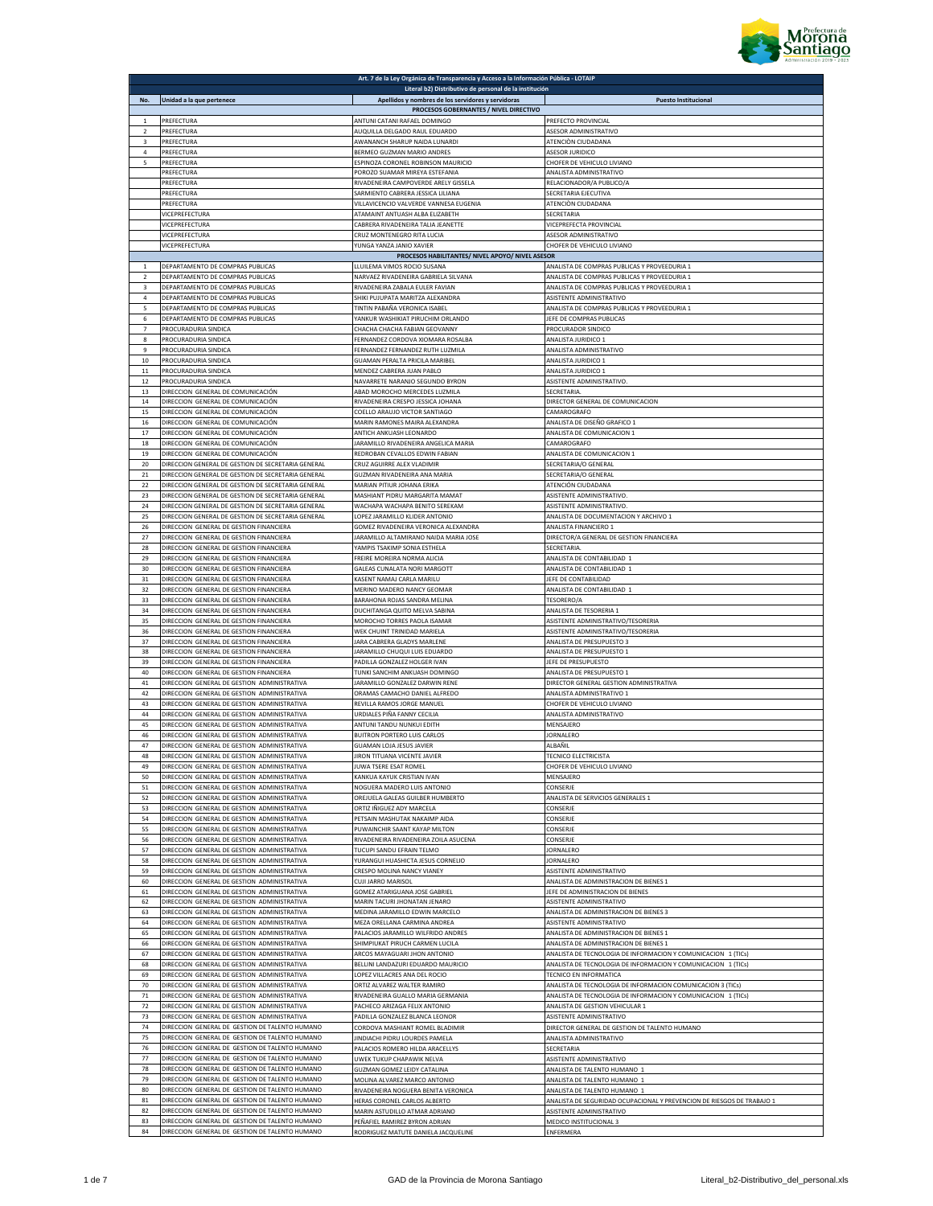| No. | Unidad a la que pertenece | Apellidos y nombres de los servidores y servidoras | Puesto Institucional |
|---|---|---|---|
| | | **Art. 7 de la Ley Orgánica de Transparencia y Acceso a la Información Pública - LOTAIP** | |
| | | **Literal b2) Distributivo de personal de la institución** | |
| | | **PROCESOS GOBERNANTES / NIVEL DIRECTIVO** | |
| 1 | PREFECTURA | ANTUNI CATANI RAFAEL DOMINGO | PREFECTO PROVINCIAL |
| 2 | PREFECTURA | AUQUILLA DELGADO RAUL EDUARDO | ASESOR ADMINISTRATIVO |
| 3 | PREFECTURA | AWANANCH SHARUP NAIDA LUNARDI | ATENCIÒN CIUDADANA |
| 4 | PREFECTURA | BERMEO GUZMAN MARIO ANDRES | ASESOR JURIDICO |
| 5 | PREFECTURA | ESPINOZA CORONEL ROBINSON MAURICIO | CHOFER DE VEHICULO LIVIANO |
| | PREFECTURA | POROZO SUAMAR MIREYA ESTEFANIA | ANALISTA ADMINISTRATIVO |
| | PREFECTURA | RIVADENEIRA CAMPOVERDE ARELY GISSELA | RELACIONADOR/A PUBLICO/A |
| | PREFECTURA | SARMIENTO CABRERA JESSICA LILIANA | SECRETARIA EJECUTIVA |
| | PREFECTURA | VILLAVICENCIO VALVERDE VANNESA EUGENIA | ATENCIÒN CIUDADANA |
| | VICEPREFECTURA | ATAMAINT ANTUASH ALBA ELIZABETH | SECRETARIA |
| | VICEPREFECTURA | CABRERA RIVADENEIRA TALIA JEANETTE | VICEPREFECTA PROVINCIAL |
| | VICEPREFECTURA | CRUZ MONTENEGRO RITA LUCIA | ASESOR ADMINISTRATIVO |
| | VICEPREFECTURA | YUNGA YANZA JANIO XAVIER | CHOFER DE VEHICULO LIVIANO |
| | | **PROCESOS HABILITANTES/ NIVEL APOYO/ NIVEL ASESOR** | |
| 1 | DEPARTAMENTO DE COMPRAS PUBLICAS | LLUILEMA VIMOS ROCIO SUSANA | ANALISTA DE COMPRAS PUBLICAS Y PROVEEDURIA 1 |
| 2 | DEPARTAMENTO DE COMPRAS PUBLICAS | NARVAEZ RIVADENEIRA GABRIELA SILVANA | ANALISTA DE COMPRAS PUBLICAS Y PROVEEDURIA 1 |
| 3 | DEPARTAMENTO DE COMPRAS PUBLICAS | RIVADENEIRA ZABALA EULER FAVIAN | ANALISTA DE COMPRAS PUBLICAS Y PROVEEDURIA 1 |
| 4 | DEPARTAMENTO DE COMPRAS PUBLICAS | SHIKI PUJUPATA MARITZA ALEXANDRA | ASISTENTE ADMINISTRATIVO |
| 5 | DEPARTAMENTO DE COMPRAS PUBLICAS | TINTIN PABAÑA VERONICA ISABEL | ANALISTA DE COMPRAS PUBLICAS Y PROVEEDURIA 1 |
| 6 | DEPARTAMENTO DE COMPRAS PUBLICAS | YANKUR WASHIKIAT PIRUCHIM ORLANDO | JEFE DE COMPRAS PUBLICAS |
| 7 | PROCURADURIA SINDICA | CHACHA CHACHA FABIAN GEOVANNY | PROCURADOR SINDICO |
| 8 | PROCURADURIA SINDICA | FERNANDEZ CORDOVA XIOMARA ROSALBA | ANALISTA JURIDICO 1 |
| 9 | PROCURADURIA SINDICA | FERNANDEZ FERNANDEZ RUTH LUZMILA | ANALISTA ADMINISTRATIVO |
| 10 | PROCURADURIA SINDICA | GUAMAN PERALTA PRICILA MARIBEL | ANALISTA JURIDICO 1 |
| 11 | PROCURADURIA SINDICA | MENDEZ CABRERA JUAN PABLO | ANALISTA JURIDICO 1 |
| 12 | PROCURADURIA SINDICA | NAVARRETE NARANJO SEGUNDO BYRON | ASISTENTE ADMINISTRATIVO. |
| 13 | DIRECCION GENERAL DE COMUNICACIÓN | ABAD MOROCHO MERCEDES LUZMILA | SECRETARIA. |
| 14 | DIRECCION GENERAL DE COMUNICACIÓN | RIVADENEIRA CRESPO JESSICA JOHANA | DIRECTOR GENERAL DE COMUNICACION |
| 15 | DIRECCION GENERAL DE COMUNICACIÓN | COELLO ARAUJO VICTOR SANTIAGO | CAMAROGRAFO |
| 16 | DIRECCION GENERAL DE COMUNICACIÓN | MARIN RAMONES MAIRA ALEXANDRA | ANALISTA DE DISEÑO GRAFICO 1 |
| 17 | DIRECCION GENERAL DE COMUNICACIÓN | ANTICH ANKUASH LEONARDO | ANALISTA DE COMUNICACION 1 |
| 18 | DIRECCION GENERAL DE COMUNICACIÓN | JARAMILLO RIVADENEIRA ANGELICA MARIA | CAMAROGRAFO |
| 19 | DIRECCION GENERAL DE COMUNICACIÓN | REDROBAN CEVALLOS EDWIN FABIAN | ANALISTA DE COMUNICACION 1 |
| 20 | DIRECCION GENERAL DE GESTION DE SECRETARIA GENERAL | CRUZ AGUIRRE ALEX VLADIMIR | SECRETARIA/O GENERAL |
| 21 | DIRECCION GENERAL DE GESTION DE SECRETARIA GENERAL | GUZMAN RIVADENEIRA ANA MARIA | SECRETARIA/O GENERAL |
| 22 | DIRECCION GENERAL DE GESTION DE SECRETARIA GENERAL | MARIAN PITIUR JOHANA ERIKA | ATENCIÓN CIUDADANA |
| 23 | DIRECCION GENERAL DE GESTION DE SECRETARIA GENERAL | MASHIANT PIDRU MARGARITA MAMAT | ASISTENTE ADMINISTRATIVO. |
| 24 | DIRECCION GENERAL DE GESTION DE SECRETARIA GENERAL | WACHAPA WACHAPA BENITO SEREKAM | ASISTENTE ADMINISTRATIVO. |
| 25 | DIRECCION GENERAL DE GESTION DE SECRETARIA GENERAL | LOPEZ JARAMILLO KLIDER ANTONIO | ANALISTA DE DOCUMENTACION Y ARCHIVO 1 |
| 26 | DIRECCION GENERAL DE GESTION FINANCIERA | GOMEZ RIVADENEIRA VERONICA ALEXANDRA | ANALISTA FINANCIERO 1 |
| 27 | DIRECCION GENERAL DE GESTION FINANCIERA | JARAMILLO ALTAMIRANO NAIDA MARIA JOSE | DIRECTOR/A GENERAL DE GESTION FINANCIERA |
| 28 | DIRECCION GENERAL DE GESTION FINANCIERA | YAMPIS TSAKIMP SONIA ESTHELA | SECRETARIA. |
| 29 | DIRECCION GENERAL DE GESTION FINANCIERA | FREIRE MOREIRA NORMA ALICIA | ANALISTA DE CONTABILIDAD 1 |
| 30 | DIRECCION GENERAL DE GESTION FINANCIERA | GALEAS CUNALATA NORI MARGOTT | ANALISTA DE CONTABILIDAD 1 |
| 31 | DIRECCION GENERAL DE GESTION FINANCIERA | KASENT NAMAJ CARLA MARILU | JEFE DE CONTABILIDAD |
| 32 | DIRECCION GENERAL DE GESTION FINANCIERA | MERINO MADERO NANCY GEOMAR | ANALISTA DE CONTABILIDAD 1 |
| 33 | DIRECCION GENERAL DE GESTION FINANCIERA | BARAHONA ROJAS SANDRA MELINA | TESORERO/A |
| 34 | DIRECCION GENERAL DE GESTION FINANCIERA | DUCHITANGA QUITO MELVA SABINA | ANALISTA DE TESORERIA 1 |
| 35 | DIRECCION GENERAL DE GESTION FINANCIERA | MOROCHO TORRES PAOLA ISAMAR | ASISTENTE ADMINISTRATIVO/TESORERIA |
| 36 | DIRECCION GENERAL DE GESTION FINANCIERA | WEK CHUINT TRINIDAD MARIELA | ASISTENTE ADMINISTRATIVO/TESORERIA |
| 37 | DIRECCION GENERAL DE GESTION FINANCIERA | JARA CABRERA GLADYS MARLENE | ANALISTA DE PRESUPUESTO 3 |
| 38 | DIRECCION GENERAL DE GESTION FINANCIERA | JARAMILLO CHUQUI LUIS EDUARDO | ANALISTA DE PRESUPUESTO 1 |
| 39 | DIRECCION GENERAL DE GESTION FINANCIERA | PADILLA GONZALEZ HOLGER IVAN | JEFE DE PRESUPUESTO |
| 40 | DIRECCION GENERAL DE GESTION FINANCIERA | TUNKI SANCHIM ANKUASH DOMINGO | ANALISTA DE PRESUPUESTO 1 |
| 41 | DIRECCION GENERAL DE GESTION ADMINISTRATIVA | JARAMILLO GONZALEZ DARWIN RENE | DIRECTOR GENERAL GESTION ADMINISTRATIVA |
| 42 | DIRECCION GENERAL DE GESTION ADMINISTRATIVA | ORAMAS CAMACHO DANIEL ALFREDO | ANALISTA ADMINISTRATIVO 1 |
| 43 | DIRECCION GENERAL DE GESTION ADMINISTRATIVA | REVILLA RAMOS JORGE MANUEL | CHOFER DE VEHICULO LIVIANO |
| 44 | DIRECCION GENERAL DE GESTION ADMINISTRATIVA | URDIALES PIÑA FANNY CECILIA | ANALISTA ADMINISTRATIVO |
| 45 | DIRECCION GENERAL DE GESTION ADMINISTRATIVA | ANTUNI TANDU NUNKUI EDITH | MENSAJERO |
| 46 | DIRECCION GENERAL DE GESTION ADMINISTRATIVA | BUITRON PORTERO LUIS CARLOS | JORNALERO |
| 47 | DIRECCION GENERAL DE GESTION ADMINISTRATIVA | GUAMAN LOJA JESUS JAVIER | ALBAÑIL |
| 48 | DIRECCION GENERAL DE GESTION ADMINISTRATIVA | JIRON TITUANA VICENTE JAVIER | TECNICO ELECTRICISTA |
| 49 | DIRECCION GENERAL DE GESTION ADMINISTRATIVA | JUWA TSERE ESAT ROMEL | CHOFER DE VEHICULO LIVIANO |
| 50 | DIRECCION GENERAL DE GESTION ADMINISTRATIVA | KANKUA KAYUK CRISTIAN IVAN | MENSAJERO |
| 51 | DIRECCION GENERAL DE GESTION ADMINISTRATIVA | NOGUERA MADERO LUIS ANTONIO | CONSERJE |
| 52 | DIRECCION GENERAL DE GESTION ADMINISTRATIVA | OREJUELA GALEAS GUILBER HUMBERTO | ANALISTA DE SERVICIOS GENERALES 1 |
| 53 | DIRECCION GENERAL DE GESTION ADMINISTRATIVA | ORTIZ IÑIGUEZ ADY MARCELA | CONSERJE |
| 54 | DIRECCION GENERAL DE GESTION ADMINISTRATIVA | PETSAIN MASHUTAK NAKAIMP AIDA | CONSERJE |
| 55 | DIRECCION GENERAL DE GESTION ADMINISTRATIVA | PUWAINCHIR SAANT KAYAP MILTON | CONSERJE |
| 56 | DIRECCION GENERAL DE GESTION ADMINISTRATIVA | RIVADENEIRA RIVADENEIRA ZOILA ASUCENA | CONSERJE |
| 57 | DIRECCION GENERAL DE GESTION ADMINISTRATIVA | TUCUPI SANDU EFRAIN TELMO | JORNALERO |
| 58 | DIRECCION GENERAL DE GESTION ADMINISTRATIVA | YURANGUI HUASHICTA JESUS CORNELIO | JORNALERO |
| 59 | DIRECCION GENERAL DE GESTION ADMINISTRATIVA | CRESPO MOLINA NANCY VIANEY | ASISTENTE ADMINISTRATIVO |
| 60 | DIRECCION GENERAL DE GESTION ADMINISTRATIVA | CUJI JARRO MARISOL | ANALISTA DE ADMINISTRACION DE BIENES 1 |
| 61 | DIRECCION GENERAL DE GESTION ADMINISTRATIVA | GOMEZ ATARIGUANA JOSE GABRIEL | JEFE DE ADMINISTRACION DE BIENES |
| 62 | DIRECCION GENERAL DE GESTION ADMINISTRATIVA | MARIN TACURI JHONATAN JENARO | ASISTENTE ADMINISTRATIVO |
| 63 | DIRECCION GENERAL DE GESTION ADMINISTRATIVA | MEDINA JARAMILLO EDWIN MARCELO | ANALISTA DE ADMINISTRACION DE BIENES 3 |
| 64 | DIRECCION GENERAL DE GESTION ADMINISTRATIVA | MEZA ORELLANA CARMINA ANDREA | ASISTENTE ADMINISTRATIVO |
| 65 | DIRECCION GENERAL DE GESTION ADMINISTRATIVA | PALACIOS JARAMILLO WILFRIDO ANDRES | ANALISTA DE ADMINISTRACION DE BIENES 1 |
| 66 | DIRECCION GENERAL DE GESTION ADMINISTRATIVA | SHIMPIUKAT PIRUCH CARMEN LUCILA | ANALISTA DE ADMINISTRACION DE BIENES 1 |
| 67 | DIRECCION GENERAL DE GESTION ADMINISTRATIVA | ARCOS MAYAGUARI JHON ANTONIO | ANALISTA DE TECNOLOGIA DE INFORMACION Y COMUNICACION 1 (TICs) |
| 68 | DIRECCION GENERAL DE GESTION ADMINISTRATIVA | BELLINI LANDAZURI EDUARDO MAURICIO | ANALISTA DE TECNOLOGIA DE INFORMACION Y COMUNICACION 1 (TICs) |
| 69 | DIRECCION GENERAL DE GESTION ADMINISTRATIVA | LOPEZ VILLACRES ANA DEL ROCIO | TECNICO EN INFORMATICA |
| 70 | DIRECCION GENERAL DE GESTION ADMINISTRATIVA | ORTIZ ALVAREZ WALTER RAMIRO | ANALISTA DE TECNOLOGIA DE INFORMACION COMUNICACION 3 (TICs) |
| 71 | DIRECCION GENERAL DE GESTION ADMINISTRATIVA | RIVADENEIRA GUALLO MARIA GERMANIA | ANALISTA DE TECNOLOGIA DE INFORMACION Y COMUNICACION 1 (TICs) |
| 72 | DIRECCION GENERAL DE GESTION ADMINISTRATIVA | PACHECO ARIZAGA FELIX ANTONIO | ANALISTA DE GESTION VEHICULAR 1 |
| 73 | DIRECCION GENERAL DE GESTION ADMINISTRATIVA | PADILLA GONZALEZ BLANCA LEONOR | ASISTENTE ADMINISTRATIVO |
| 74 | DIRECCION GENERAL DE GESTION DE TALENTO HUMANO | CORDOVA MASHIANT ROMEL BLADIMIR | DIRECTOR GENERAL DE GESTION DE TALENTO HUMANO |
| 75 | DIRECCION GENERAL DE GESTION DE TALENTO HUMANO | JINDIACHI PIDRU LOURDES PAMELA | ANALISTA ADMINISTRATIVO |
| 76 | DIRECCION GENERAL DE GESTION DE TALENTO HUMANO | PALACIOS ROMERO HILDA ARACELLYS | SECRETARIA |
| 77 | DIRECCION GENERAL DE GESTION DE TALENTO HUMANO | UWEK TUKUP CHAPAWIK NELVA | ASISTENTE ADMINISTRATIVO |
| 78 | DIRECCION GENERAL DE GESTION DE TALENTO HUMANO | GUZMAN GOMEZ LEIDY CATALINA | ANALISTA DE TALENTO HUMANO 1 |
| 79 | DIRECCION GENERAL DE GESTION DE TALENTO HUMANO | MOLINA ALVAREZ MARCO ANTONIO | ANALISTA DE TALENTO HUMANO 1 |
| 80 | DIRECCION GENERAL DE GESTION DE TALENTO HUMANO | RIVADENEIRA NOGUERA BENITA VERONICA | ANALISTA DE TALENTO HUMANO 1 |
| 81 | DIRECCION GENERAL DE GESTION DE TALENTO HUMANO | HERAS CORONEL CARLOS ALBERTO | ANALISTA DE SEGURIDAD OCUPACIONAL Y PREVENCION DE RIESGOS DE TRABAJO 1 |
| 82 | DIRECCION GENERAL DE GESTION DE TALENTO HUMANO | MARIN ASTUDILLO ATMAR ADRIANO | ASISTENTE ADMINISTRATIVO |
| 83 | DIRECCION GENERAL DE GESTION DE TALENTO HUMANO | PEÑAFIEL RAMIREZ BYRON ADRIAN | MEDICO INSTITUCIONAL 3 |
| 84 | DIRECCION GENERAL DE GESTION DE TALENTO HUMANO | RODRIGUEZ MATUTE DANIELA JACQUELINE | ENFERMERA |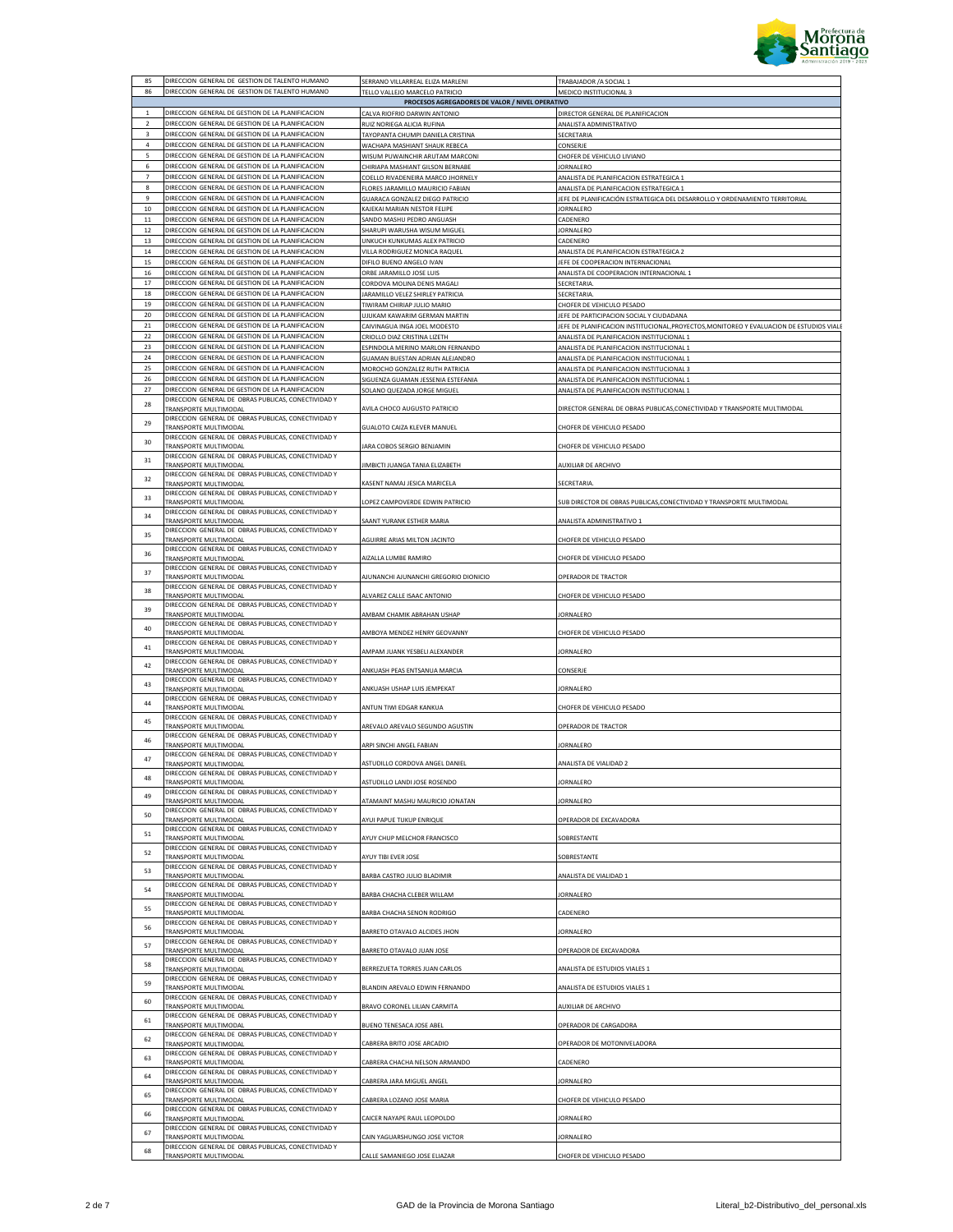| | | | |
|---|---|---|---|
| 85 | DIRECCION GENERAL DE GESTION DE TALENTO HUMANO | SERRANO VILLARREAL ELIZA MARLENI | TRABAJADOR /A SOCIAL 1 |
| 86 | DIRECCION GENERAL DE GESTION DE TALENTO HUMANO | TELLO VALLEJO MARCELO PATRICIO | MEDICO INSTITUCIONAL 3 |
| | **PROCESOS AGREGADORES DE VALOR / NIVEL OPERATIVO** | | |
| 1 | DIRECCION GENERAL DE GESTION DE LA PLANIFICACION | CALVA RIOFRIO DARWIN ANTONIO | DIRECTOR GENERAL DE PLANIFICACION |
| 2 | DIRECCION GENERAL DE GESTION DE LA PLANIFICACION | RUIZ NORIEGA ALICIA RUFINA | ANALISTA ADMINISTRATIVO |
| 3 | DIRECCION GENERAL DE GESTION DE LA PLANIFICACION | TAYOPANTA CHUMPI DANIELA CRISTINA | SECRETARIA |
| 4 | DIRECCION GENERAL DE GESTION DE LA PLANIFICACION | WACHAPA MASHIANT SHAUK REBECA | CONSERJE |
| 5 | DIRECCION GENERAL DE GESTION DE LA PLANIFICACION | WISUM PUWAINCHIR ARUTAM MARCONI | CHOFER DE VEHICULO LIVIANO |
| 6 | DIRECCION GENERAL DE GESTION DE LA PLANIFICACION | CHIRIAPA MASHIANT GILSON BERNABE | JORNALERO |
| 7 | DIRECCION GENERAL DE GESTION DE LA PLANIFICACION | COELLO RIVADENEIRA MARCO JHORNELY | ANALISTA DE PLANIFICACION ESTRATEGICA 1 |
| 8 | DIRECCION GENERAL DE GESTION DE LA PLANIFICACION | FLORES JARAMILLO MAURICIO FABIAN | ANALISTA DE PLANIFICACION ESTRATEGICA 1 |
| 9 | DIRECCION GENERAL DE GESTION DE LA PLANIFICACION | GUARACA GONZALEZ DIEGO PATRICIO | JEFE DE PLANIFICACIÓN ESTRATEGICA DEL DESARROLLO Y ORDENAMIENTO TERRITORIAL |
| 10 | DIRECCION GENERAL DE GESTION DE LA PLANIFICACION | KAJEKAI MARIAN NESTOR FELIPE | JORNALERO |
| 11 | DIRECCION GENERAL DE GESTION DE LA PLANIFICACION | SANDO MASHU PEDRO ANGUASH | CADENERO |
| 12 | DIRECCION GENERAL DE GESTION DE LA PLANIFICACION | SHARUPI WARUSHA WISUM MIGUEL | JORNALERO |
| 13 | DIRECCION GENERAL DE GESTION DE LA PLANIFICACION | UNKUCH KUNKUMAS ALEX PATRICIO | CADENERO |
| 14 | DIRECCION GENERAL DE GESTION DE LA PLANIFICACION | VILLA RODRIGUEZ MONICA RAQUEL | ANALISTA DE PLANIFICACION ESTRATEGICA 2 |
| 15 | DIRECCION GENERAL DE GESTION DE LA PLANIFICACION | DIFILO BUENO ANGELO IVAN | JEFE DE COOPERACION INTERNACIONAL |
| 16 | DIRECCION GENERAL DE GESTION DE LA PLANIFICACION | ORBE JARAMILLO JOSE LUIS | ANALISTA DE COOPERACION INTERNACIONAL 1 |
| 17 | DIRECCION GENERAL DE GESTION DE LA PLANIFICACION | CORDOVA MOLINA DENIS MAGALI | SECRETARIA. |
| 18 | DIRECCION GENERAL DE GESTION DE LA PLANIFICACION | JARAMILLO VELEZ SHIRLEY PATRICIA | SECRETARIA. |
| 19 | DIRECCION GENERAL DE GESTION DE LA PLANIFICACION | TIWIRAM CHIRIAP JULIO MARIO | CHOFER DE VEHICULO PESADO |
| 20 | DIRECCION GENERAL DE GESTION DE LA PLANIFICACION | UJUKAM KAWARIM GERMAN MARTIN | JEFE DE PARTICIPACION SOCIAL Y CIUDADANA |
| 21 | DIRECCION GENERAL DE GESTION DE LA PLANIFICACION | CAIVINAGUA INGA JOEL MODESTO | JEFE DE PLANIFICACION INSTITUCIONAL,PROYECTOS,MONITOREO Y EVALUACION DE ESTUDIOS VIALE |
| 22 | DIRECCION GENERAL DE GESTION DE LA PLANIFICACION | CRIOLLO DIAZ CRISTINA LIZETH | ANALISTA DE PLANIFICACION INSTITUCIONAL 1 |
| 23 | DIRECCION GENERAL DE GESTION DE LA PLANIFICACION | ESPINDOLA MERINO MARLON FERNANDO | ANALISTA DE PLANIFICACION INSTITUCIONAL 1 |
| 24 | DIRECCION GENERAL DE GESTION DE LA PLANIFICACION | GUAMAN BUESTAN ADRIAN ALEJANDRO | ANALISTA DE PLANIFICACION INSTITUCIONAL 1 |
| 25 | DIRECCION GENERAL DE GESTION DE LA PLANIFICACION | MOROCHO GONZALEZ RUTH PATRICIA | ANALISTA DE PLANIFICACION INSTITUCIONAL 3 |
| 26 | DIRECCION GENERAL DE GESTION DE LA PLANIFICACION | SIGUENZA GUAMAN JESSENIA ESTEFANIA | ANALISTA DE PLANIFICACION INSTITUCIONAL 1 |
| 27 | DIRECCION GENERAL DE GESTION DE LA PLANIFICACION | SOLANO QUEZADA JORGE MIGUEL | ANALISTA DE PLANIFICACION INSTITUCIONAL 1 |
| 28 | DIRECCION GENERAL DE OBRAS PUBLICAS, CONECTIVIDAD Y TRANSPORTE MULTIMODAL | AVILA CHOCO AUGUSTO PATRICIO | DIRECTOR GENERAL DE OBRAS PUBLICAS,CONECTIVIDAD Y TRANSPORTE MULTIMODAL |
| 29 | DIRECCION GENERAL DE OBRAS PUBLICAS, CONECTIVIDAD Y TRANSPORTE MULTIMODAL | GUALOTO CAIZA KLEVER MANUEL | CHOFER DE VEHICULO PESADO |
| 30 | DIRECCION GENERAL DE OBRAS PUBLICAS, CONECTIVIDAD Y TRANSPORTE MULTIMODAL | JARA COBOS SERGIO BENJAMIN | CHOFER DE VEHICULO PESADO |
| 31 | DIRECCION GENERAL DE OBRAS PUBLICAS, CONECTIVIDAD Y TRANSPORTE MULTIMODAL | JIMBICTI JUANGA TANIA ELIZABETH | AUXILIAR DE ARCHIVO |
| 32 | DIRECCION GENERAL DE OBRAS PUBLICAS, CONECTIVIDAD Y TRANSPORTE MULTIMODAL | KASENT NAMAI JESICA MARICELA | SECRETARIA. |
| 33 | DIRECCION GENERAL DE OBRAS PUBLICAS, CONECTIVIDAD Y TRANSPORTE MULTIMODAL | LOPEZ CAMPOVERDE EDWIN PATRICIO | SUB DIRECTOR DE OBRAS PUBLICAS,CONECTIVIDAD Y TRANSPORTE MULTIMODAL |
| 34 | DIRECCION GENERAL DE OBRAS PUBLICAS, CONECTIVIDAD Y TRANSPORTE MULTIMODAL | SAANT YURANK ESTHER MARIA | ANALISTA ADMINISTRATIVO 1 |
| 35 | DIRECCION GENERAL DE OBRAS PUBLICAS, CONECTIVIDAD Y TRANSPORTE MULTIMODAL | AGUIRRE ARIAS MILTON JACINTO | CHOFER DE VEHICULO PESADO |
| 36 | DIRECCION GENERAL DE OBRAS PUBLICAS, CONECTIVIDAD Y TRANSPORTE MULTIMODAL | AIZALLA LUMBE RAMIRO | CHOFER DE VEHICULO PESADO |
| 37 | DIRECCION GENERAL DE OBRAS PUBLICAS, CONECTIVIDAD Y TRANSPORTE MULTIMODAL | AJUNANCHI AJUNANCHI GREGORIO DIONICIO | OPERADOR DE TRACTOR |
| 38 | DIRECCION GENERAL DE OBRAS PUBLICAS, CONECTIVIDAD Y TRANSPORTE MULTIMODAL | ALVAREZ CALLE ISAAC ANTONIO | CHOFER DE VEHICULO PESADO |
| 39 | DIRECCION GENERAL DE OBRAS PUBLICAS, CONECTIVIDAD Y TRANSPORTE MULTIMODAL | AMBAM CHAMIK ABRAHAN USHAP | JORNALERO |
| 40 | DIRECCION GENERAL DE OBRAS PUBLICAS, CONECTIVIDAD Y TRANSPORTE MULTIMODAL | AMBOYA MENDEZ HENRY GEOVANNY | CHOFER DE VEHICULO PESADO |
| 41 | DIRECCION GENERAL DE OBRAS PUBLICAS, CONECTIVIDAD Y TRANSPORTE MULTIMODAL | AMPAM JUANK YESBELI ALEXANDER | JORNALERO |
| 42 | DIRECCION GENERAL DE OBRAS PUBLICAS, CONECTIVIDAD Y TRANSPORTE MULTIMODAL | ANKUASH PEAS ENTSANUA MARCIA | CONSERJE |
| 43 | DIRECCION GENERAL DE OBRAS PUBLICAS, CONECTIVIDAD Y TRANSPORTE MULTIMODAL | ANKUASH USHAP LUIS JEMPEKAT | JORNALERO |
| 44 | DIRECCION GENERAL DE OBRAS PUBLICAS, CONECTIVIDAD Y TRANSPORTE MULTIMODAL | ANTUN TIWI EDGAR KANKUA | CHOFER DE VEHICULO PESADO |
| 45 | DIRECCION GENERAL DE OBRAS PUBLICAS, CONECTIVIDAD Y TRANSPORTE MULTIMODAL | AREVALO AREVALO SEGUNDO AGUSTIN | OPERADOR DE TRACTOR |
| 46 | DIRECCION GENERAL DE OBRAS PUBLICAS, CONECTIVIDAD Y TRANSPORTE MULTIMODAL | ARPI SINCHI ANGEL FABIAN | JORNALERO |
| 47 | DIRECCION GENERAL DE OBRAS PUBLICAS, CONECTIVIDAD Y TRANSPORTE MULTIMODAL | ASTUDILLO CORDOVA ANGEL DANIEL | ANALISTA DE VIALIDAD 2 |
| 48 | DIRECCION GENERAL DE OBRAS PUBLICAS, CONECTIVIDAD Y TRANSPORTE MULTIMODAL | ASTUDILLO LANDI JOSE ROSENDO | JORNALERO |
| 49 | DIRECCION GENERAL DE OBRAS PUBLICAS, CONECTIVIDAD Y TRANSPORTE MULTIMODAL | ATAMAINT MASHU MAURICIO JONATAN | JORNALERO |
| 50 | DIRECCION GENERAL DE OBRAS PUBLICAS, CONECTIVIDAD Y TRANSPORTE MULTIMODAL | AYUI PAPUE TUKUP ENRIQUE | OPERADOR DE EXCAVADORA |
| 51 | DIRECCION GENERAL DE OBRAS PUBLICAS, CONECTIVIDAD Y TRANSPORTE MULTIMODAL | AYUY CHUP MELCHOR FRANCISCO | SOBRESTANTE |
| 52 | DIRECCION GENERAL DE OBRAS PUBLICAS, CONECTIVIDAD Y TRANSPORTE MULTIMODAL | AYUY TIBI EVER JOSE | SOBRESTANTE |
| 53 | DIRECCION GENERAL DE OBRAS PUBLICAS, CONECTIVIDAD Y TRANSPORTE MULTIMODAL | BARBA CASTRO JULIO BLADIMIR | ANALISTA DE VIALIDAD 1 |
| 54 | DIRECCION GENERAL DE OBRAS PUBLICAS, CONECTIVIDAD Y TRANSPORTE MULTIMODAL | BARBA CHACHA CLEBER WILLAM | JORNALERO |
| 55 | DIRECCION GENERAL DE OBRAS PUBLICAS, CONECTIVIDAD Y TRANSPORTE MULTIMODAL | BARBA CHACHA SENON RODRIGO | CADENERO |
| 56 | DIRECCION GENERAL DE OBRAS PUBLICAS, CONECTIVIDAD Y TRANSPORTE MULTIMODAL | BARRETO OTAVALO ALCIDES JHON | JORNALERO |
| 57 | DIRECCION GENERAL DE OBRAS PUBLICAS, CONECTIVIDAD Y TRANSPORTE MULTIMODAL | BARRETO OTAVALO JUAN JOSE | OPERADOR DE EXCAVADORA |
| 58 | DIRECCION GENERAL DE OBRAS PUBLICAS, CONECTIVIDAD Y TRANSPORTE MULTIMODAL | BERREZUETA TORRES JUAN CARLOS | ANALISTA DE ESTUDIOS VIALES 1 |
| 59 | DIRECCION GENERAL DE OBRAS PUBLICAS, CONECTIVIDAD Y TRANSPORTE MULTIMODAL | BLANDIN AREVALO EDWIN FERNANDO | ANALISTA DE ESTUDIOS VIALES 1 |
| 60 | DIRECCION GENERAL DE OBRAS PUBLICAS, CONECTIVIDAD Y TRANSPORTE MULTIMODAL | BRAVO CORONEL LILIAN CARMITA | AUXILIAR DE ARCHIVO |
| 61 | DIRECCION GENERAL DE OBRAS PUBLICAS, CONECTIVIDAD Y TRANSPORTE MULTIMODAL | BUENO TENESACA JOSE ABEL | OPERADOR DE CARGADORA |
| 62 | DIRECCION GENERAL DE OBRAS PUBLICAS, CONECTIVIDAD Y TRANSPORTE MULTIMODAL | CABRERA BRITO JOSE ARCADIO | OPERADOR DE MOTONIVELADORA |
| 63 | DIRECCION GENERAL DE OBRAS PUBLICAS, CONECTIVIDAD Y TRANSPORTE MULTIMODAL | CABRERA CHACHA NELSON ARMANDO | CADENERO |
| 64 | DIRECCION GENERAL DE OBRAS PUBLICAS, CONECTIVIDAD Y TRANSPORTE MULTIMODAL | CABRERA JARA MIGUEL ANGEL | JORNALERO |
| 65 | DIRECCION GENERAL DE OBRAS PUBLICAS, CONECTIVIDAD Y TRANSPORTE MULTIMODAL | CABRERA LOZANO JOSE MARIA | CHOFER DE VEHICULO PESADO |
| 66 | DIRECCION GENERAL DE OBRAS PUBLICAS, CONECTIVIDAD Y TRANSPORTE MULTIMODAL | CAICER NAYAPE RAUL LEOPOLDO | JORNALERO |
| 67 | DIRECCION GENERAL DE OBRAS PUBLICAS, CONECTIVIDAD Y TRANSPORTE MULTIMODAL | CAIN YAGUARSHUNGO JOSE VICTOR | JORNALERO |
| 68 | DIRECCION GENERAL DE OBRAS PUBLICAS, CONECTIVIDAD Y TRANSPORTE MULTIMODAL | CALLE SAMANIEGO JOSE ELIAZAR | CHOFER DE VEHICULO PESADO |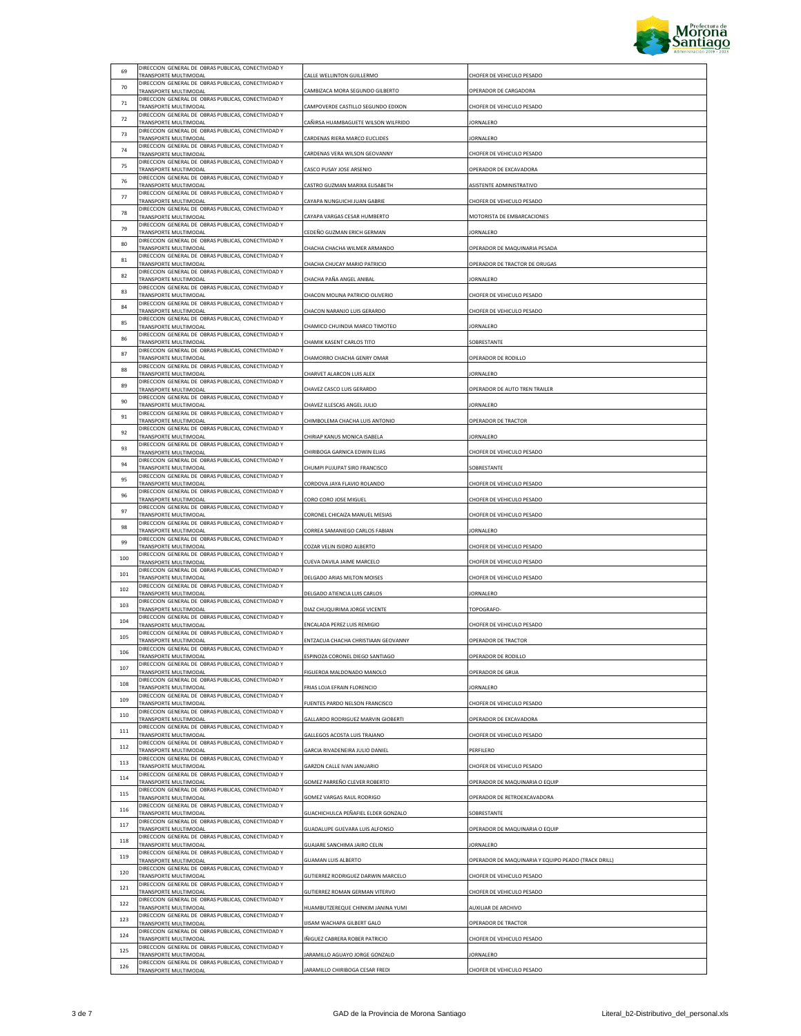| | | | |
|---|---|---|---|
| 69 | DIRECCION GENERAL DE OBRAS PUBLICAS, CONECTIVIDAD Y TRANSPORTE MULTIMODAL | CALLE WELLINTON GUILLERMO | CHOFER DE VEHICULO PESADO |
| 70 | DIRECCION GENERAL DE OBRAS PUBLICAS, CONECTIVIDAD Y TRANSPORTE MULTIMODAL | CAMBIZACA MORA SEGUNDO GILBERTO | OPERADOR DE CARGADORA |
| 71 | DIRECCION GENERAL DE OBRAS PUBLICAS, CONECTIVIDAD Y TRANSPORTE MULTIMODAL | CAMPOVERDE CASTILLO SEGUNDO EDIXON | CHOFER DE VEHICULO PESADO |
| 72 | DIRECCION GENERAL DE OBRAS PUBLICAS, CONECTIVIDAD Y TRANSPORTE MULTIMODAL | CAÑIRSA HUAMBAGUETE WILSON WILFRIDO | JORNALERO |
| 73 | DIRECCION GENERAL DE OBRAS PUBLICAS, CONECTIVIDAD Y TRANSPORTE MULTIMODAL | CARDENAS RIERA MARCO EUCLIDES | JORNALERO |
| 74 | DIRECCION GENERAL DE OBRAS PUBLICAS, CONECTIVIDAD Y TRANSPORTE MULTIMODAL | CARDENAS VERA WILSON GEOVANNY | CHOFER DE VEHICULO PESADO |
| 75 | DIRECCION GENERAL DE OBRAS PUBLICAS, CONECTIVIDAD Y TRANSPORTE MULTIMODAL | CASCO PUSAY JOSE ARSENIO | OPERADOR DE EXCAVADORA |
| 76 | DIRECCION GENERAL DE OBRAS PUBLICAS, CONECTIVIDAD Y TRANSPORTE MULTIMODAL | CASTRO GUZMAN MARIXA ELISABETH | ASISTENTE ADMINISTRATIVO |
| 77 | DIRECCION GENERAL DE OBRAS PUBLICAS, CONECTIVIDAD Y TRANSPORTE MULTIMODAL | CAYAPA NUNGUICHI JUAN GABRIE | CHOFER DE VEHICULO PESADO |
| 78 | DIRECCION GENERAL DE OBRAS PUBLICAS, CONECTIVIDAD Y TRANSPORTE MULTIMODAL | CAYAPA VARGAS CESAR HUMBERTO | MOTORISTA DE EMBARCACIONES |
| 79 | DIRECCION GENERAL DE OBRAS PUBLICAS, CONECTIVIDAD Y TRANSPORTE MULTIMODAL | CEDEÑO GUZMAN ERICH GERMAN | JORNALERO |
| 80 | DIRECCION GENERAL DE OBRAS PUBLICAS, CONECTIVIDAD Y TRANSPORTE MULTIMODAL | CHACHA CHACHA WILMER ARMANDO | OPERADOR DE MAQUINARIA PESADA |
| 81 | DIRECCION GENERAL DE OBRAS PUBLICAS, CONECTIVIDAD Y TRANSPORTE MULTIMODAL | CHACHA CHUCAY MARIO PATRICIO | OPERADOR DE TRACTOR DE ORUGAS |
| 82 | DIRECCION GENERAL DE OBRAS PUBLICAS, CONECTIVIDAD Y TRANSPORTE MULTIMODAL | CHACHA PAÑA ANGEL ANIBAL | JORNALERO |
| 83 | DIRECCION GENERAL DE OBRAS PUBLICAS, CONECTIVIDAD Y TRANSPORTE MULTIMODAL | CHACON MOLINA PATRICIO OLIVERIO | CHOFER DE VEHICULO PESADO |
| 84 | DIRECCION GENERAL DE OBRAS PUBLICAS, CONECTIVIDAD Y TRANSPORTE MULTIMODAL | CHACON NARANJO LUIS GERARDO | CHOFER DE VEHICULO PESADO |
| 85 | DIRECCION GENERAL DE OBRAS PUBLICAS, CONECTIVIDAD Y TRANSPORTE MULTIMODAL | CHAMICO CHUINDIA MARCO TIMOTEO | JORNALERO |
| 86 | DIRECCION GENERAL DE OBRAS PUBLICAS, CONECTIVIDAD Y TRANSPORTE MULTIMODAL | CHAMIK KASENT CARLOS TITO | SOBRESTANTE |
| 87 | DIRECCION GENERAL DE OBRAS PUBLICAS, CONECTIVIDAD Y TRANSPORTE MULTIMODAL | CHAMORRO CHACHA GENRY OMAR | OPERADOR DE RODILLO |
| 88 | DIRECCION GENERAL DE OBRAS PUBLICAS, CONECTIVIDAD Y TRANSPORTE MULTIMODAL | CHARVET ALARCON LUIS ALEX | JORNALERO |
| 89 | DIRECCION GENERAL DE OBRAS PUBLICAS, CONECTIVIDAD Y TRANSPORTE MULTIMODAL | CHAVEZ CASCO LUIS GERARDO | OPERADOR DE AUTO TREN TRAILER |
| 90 | DIRECCION GENERAL DE OBRAS PUBLICAS, CONECTIVIDAD Y TRANSPORTE MULTIMODAL | CHAVEZ ILLESCAS ANGEL JULIO | JORNALERO |
| 91 | DIRECCION GENERAL DE OBRAS PUBLICAS, CONECTIVIDAD Y TRANSPORTE MULTIMODAL | CHIMBOLEMA CHACHA LUIS ANTONIO | OPERADOR DE TRACTOR |
| 92 | DIRECCION GENERAL DE OBRAS PUBLICAS, CONECTIVIDAD Y TRANSPORTE MULTIMODAL | CHIRIAP KANUS MONICA ISABELA | JORNALERO |
| 93 | DIRECCION GENERAL DE OBRAS PUBLICAS, CONECTIVIDAD Y TRANSPORTE MULTIMODAL | CHIRIBOGA GARNICA EDWIN ELIAS | CHOFER DE VEHICULO PESADO |
| 94 | DIRECCION GENERAL DE OBRAS PUBLICAS, CONECTIVIDAD Y TRANSPORTE MULTIMODAL | CHUMPI PUJUPAT SIRO FRANCISCO | SOBRESTANTE |
| 95 | DIRECCION GENERAL DE OBRAS PUBLICAS, CONECTIVIDAD Y TRANSPORTE MULTIMODAL | CORDOVA JAYA FLAVIO ROLANDO | CHOFER DE VEHICULO PESADO |
| 96 | DIRECCION GENERAL DE OBRAS PUBLICAS, CONECTIVIDAD Y TRANSPORTE MULTIMODAL | CORO CORO JOSE MIGUEL | CHOFER DE VEHICULO PESADO |
| 97 | DIRECCION GENERAL DE OBRAS PUBLICAS, CONECTIVIDAD Y TRANSPORTE MULTIMODAL | CORONEL CHICAIZA MANUEL MESIAS | CHOFER DE VEHICULO PESADO |
| 98 | DIRECCION GENERAL DE OBRAS PUBLICAS, CONECTIVIDAD Y TRANSPORTE MULTIMODAL | CORREA SAMANIEGO CARLOS FABIAN | JORNALERO |
| 99 | DIRECCION GENERAL DE OBRAS PUBLICAS, CONECTIVIDAD Y TRANSPORTE MULTIMODAL | COZAR VELIN ISIDRO ALBERTO | CHOFER DE VEHICULO PESADO |
| 100 | DIRECCION GENERAL DE OBRAS PUBLICAS, CONECTIVIDAD Y TRANSPORTE MULTIMODAL | CUEVA DAVILA JAIME MARCELO | CHOFER DE VEHICULO PESADO |
| 101 | DIRECCION GENERAL DE OBRAS PUBLICAS, CONECTIVIDAD Y TRANSPORTE MULTIMODAL | DELGADO ARIAS MILTON MOISES | CHOFER DE VEHICULO PESADO |
| 102 | DIRECCION GENERAL DE OBRAS PUBLICAS, CONECTIVIDAD Y TRANSPORTE MULTIMODAL | DELGADO ATIENCIA LUIS CARLOS | JORNALERO |
| 103 | DIRECCION GENERAL DE OBRAS PUBLICAS, CONECTIVIDAD Y TRANSPORTE MULTIMODAL | DIAZ CHUQUIRIMA JORGE VICENTE | TOPOGRAFO- |
| 104 | DIRECCION GENERAL DE OBRAS PUBLICAS, CONECTIVIDAD Y TRANSPORTE MULTIMODAL | ENCALADA PEREZ LUIS REMIGIO | CHOFER DE VEHICULO PESADO |
| 105 | DIRECCION GENERAL DE OBRAS PUBLICAS, CONECTIVIDAD Y TRANSPORTE MULTIMODAL | ENTZACUA CHACHA CHRISTIAAN GEOVANNY | OPERADOR DE TRACTOR |
| 106 | DIRECCION GENERAL DE OBRAS PUBLICAS, CONECTIVIDAD Y TRANSPORTE MULTIMODAL | ESPINOZA CORONEL DIEGO SANTIAGO | OPERADOR DE RODILLO |
| 107 | DIRECCION GENERAL DE OBRAS PUBLICAS, CONECTIVIDAD Y TRANSPORTE MULTIMODAL | FIGUEROA MALDONADO MANOLO | OPERADOR DE GRUA |
| 108 | DIRECCION GENERAL DE OBRAS PUBLICAS, CONECTIVIDAD Y TRANSPORTE MULTIMODAL | FRIAS LOJA EFRAIN FLORENCIO | JORNALERO |
| 109 | DIRECCION GENERAL DE OBRAS PUBLICAS, CONECTIVIDAD Y TRANSPORTE MULTIMODAL | FUENTES PARDO NELSON FRANCISCO | CHOFER DE VEHICULO PESADO |
| 110 | DIRECCION GENERAL DE OBRAS PUBLICAS, CONECTIVIDAD Y TRANSPORTE MULTIMODAL | GALLARDO RODRIGUEZ MARVIN GIOBERTI | OPERADOR DE EXCAVADORA |
| 111 | DIRECCION GENERAL DE OBRAS PUBLICAS, CONECTIVIDAD Y TRANSPORTE MULTIMODAL | GALLEGOS ACOSTA LUIS TRAJANO | CHOFER DE VEHICULO PESADO |
| 112 | DIRECCION GENERAL DE OBRAS PUBLICAS, CONECTIVIDAD Y TRANSPORTE MULTIMODAL | GARCIA RIVADENEIRA JULIO DANIEL | PERFILERO |
| 113 | DIRECCION GENERAL DE OBRAS PUBLICAS, CONECTIVIDAD Y TRANSPORTE MULTIMODAL | GARZON CALLE IVAN JANUARIO | CHOFER DE VEHICULO PESADO |
| 114 | DIRECCION GENERAL DE OBRAS PUBLICAS, CONECTIVIDAD Y TRANSPORTE MULTIMODAL | GOMEZ PARREÑO CLEVER ROBERTO | OPERADOR DE MAQUINARIA O EQUIP |
| 115 | DIRECCION GENERAL DE OBRAS PUBLICAS, CONECTIVIDAD Y TRANSPORTE MULTIMODAL | GOMEZ VARGAS RAUL RODRIGO | OPERADOR DE RETROEXCAVADORA |
| 116 | DIRECCION GENERAL DE OBRAS PUBLICAS, CONECTIVIDAD Y TRANSPORTE MULTIMODAL | GUACHICHULCA PEÑAFIEL ELDER GONZALO | SOBRESTANTE |
| 117 | DIRECCION GENERAL DE OBRAS PUBLICAS, CONECTIVIDAD Y TRANSPORTE MULTIMODAL | GUADALUPE GUEVARA LUIS ALFONSO | OPERADOR DE MAQUINARIA O EQUIP |
| 118 | DIRECCION GENERAL DE OBRAS PUBLICAS, CONECTIVIDAD Y TRANSPORTE MULTIMODAL | GUAJARE SANCHIMA JAIRO CELIN | JORNALERO |
| 119 | DIRECCION GENERAL DE OBRAS PUBLICAS, CONECTIVIDAD Y TRANSPORTE MULTIMODAL | GUAMAN LUIS ALBERTO | OPERADOR DE MAQUINARIA Y EQUIPO PEADO (TRACK DRILL) |
| 120 | DIRECCION GENERAL DE OBRAS PUBLICAS, CONECTIVIDAD Y TRANSPORTE MULTIMODAL | GUTIERREZ RODRIGUEZ DARWIN MARCELO | CHOFER DE VEHICULO PESADO |
| 121 | DIRECCION GENERAL DE OBRAS PUBLICAS, CONECTIVIDAD Y TRANSPORTE MULTIMODAL | GUTIERREZ ROMAN GERMAN VITERVO | CHOFER DE VEHICULO PESADO |
| 122 | DIRECCION GENERAL DE OBRAS PUBLICAS, CONECTIVIDAD Y TRANSPORTE MULTIMODAL | HUAMBUTZEREQUE CHINKIM JANINA YUMI | AUXILIAR DE ARCHIVO |
| 123 | DIRECCION GENERAL DE OBRAS PUBLICAS, CONECTIVIDAD Y TRANSPORTE MULTIMODAL | IJISAM WACHAPA GILBERT GALO | OPERADOR DE TRACTOR |
| 124 | DIRECCION GENERAL DE OBRAS PUBLICAS, CONECTIVIDAD Y TRANSPORTE MULTIMODAL | IÑIGUEZ CABRERA ROBER PATRICIO | CHOFER DE VEHICULO PESADO |
| 125 | DIRECCION GENERAL DE OBRAS PUBLICAS, CONECTIVIDAD Y TRANSPORTE MULTIMODAL | JARAMILLO AGUAYO JORGE GONZALO | JORNALERO |
| 126 | DIRECCION GENERAL DE OBRAS PUBLICAS, CONECTIVIDAD Y TRANSPORTE MULTIMODAL | JARAMILLO CHIRIBOGA CESAR FREDI | CHOFER DE VEHICULO PESADO |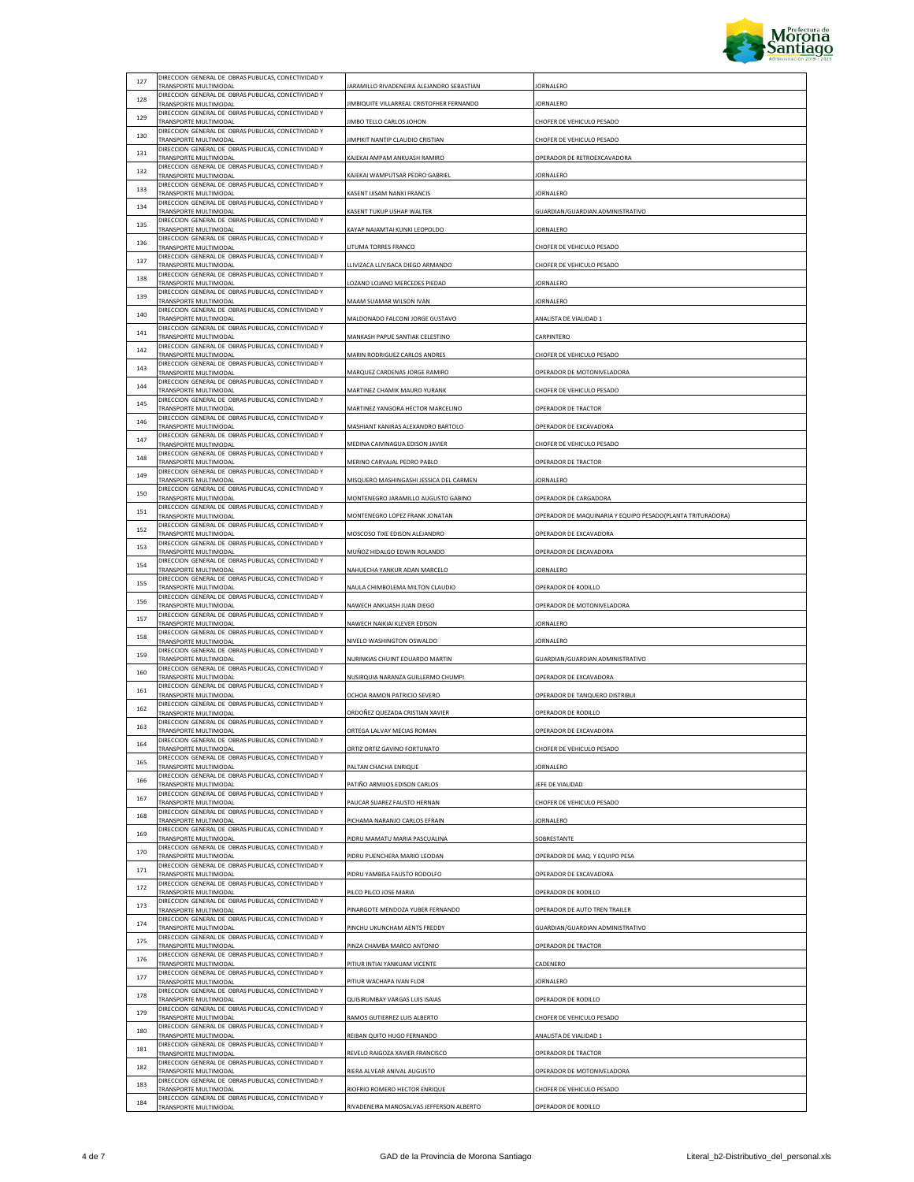| | | | |
|---|---|---|---|
| 127 | DIRECCION GENERAL DE OBRAS PUBLICAS, CONECTIVIDAD Y TRANSPORTE MULTIMODAL | JARAMILLO RIVADENEIRA ALEJANDRO SEBASTIAN | JORNALERO |
| 128 | DIRECCION GENERAL DE OBRAS PUBLICAS, CONECTIVIDAD Y TRANSPORTE MULTIMODAL | JIMBIQUITE VILLARREAL CRISTOFHER FERNANDO | JORNALERO |
| 129 | DIRECCION GENERAL DE OBRAS PUBLICAS, CONECTIVIDAD Y TRANSPORTE MULTIMODAL | JIMBO TELLO CARLOS JOHON | CHOFER DE VEHICULO PESADO |
| 130 | DIRECCION GENERAL DE OBRAS PUBLICAS, CONECTIVIDAD Y TRANSPORTE MULTIMODAL | JIMPIKIT NANTIP CLAUDIO CRISTIAN | CHOFER DE VEHICULO PESADO |
| 131 | DIRECCION GENERAL DE OBRAS PUBLICAS, CONECTIVIDAD Y TRANSPORTE MULTIMODAL | KAJEKAI AMPAM ANKUASH RAMIRO | OPERADOR DE RETROEXCAVADORA |
| 132 | DIRECCION GENERAL DE OBRAS PUBLICAS, CONECTIVIDAD Y TRANSPORTE MULTIMODAL | KAJEKAI WAMPUTSAR PEDRO GABRIEL | JORNALERO |
| 133 | DIRECCION GENERAL DE OBRAS PUBLICAS, CONECTIVIDAD Y TRANSPORTE MULTIMODAL | KASENT IJISAM NANKI FRANCIS | JORNALERO |
| 134 | DIRECCION GENERAL DE OBRAS PUBLICAS, CONECTIVIDAD Y TRANSPORTE MULTIMODAL | KASENT TUKUP USHAP WALTER | GUARDIAN/GUARDIAN ADMINISTRATIVO |
| 135 | DIRECCION GENERAL DE OBRAS PUBLICAS, CONECTIVIDAD Y TRANSPORTE MULTIMODAL | KAYAP NAJAMTAI KUNKI LEOPOLDO | JORNALERO |
| 136 | DIRECCION GENERAL DE OBRAS PUBLICAS, CONECTIVIDAD Y TRANSPORTE MULTIMODAL | LITUMA TORRES FRANCO | CHOFER DE VEHICULO PESADO |
| 137 | DIRECCION GENERAL DE OBRAS PUBLICAS, CONECTIVIDAD Y TRANSPORTE MULTIMODAL | LLIVIZACA LLIVISACA DIEGO ARMANDO | CHOFER DE VEHICULO PESADO |
| 138 | DIRECCION GENERAL DE OBRAS PUBLICAS, CONECTIVIDAD Y TRANSPORTE MULTIMODAL | LOZANO LOJANO MERCEDES PIEDAD | JORNALERO |
| 139 | DIRECCION GENERAL DE OBRAS PUBLICAS, CONECTIVIDAD Y TRANSPORTE MULTIMODAL | MAAM SUAMAR WILSON IVAN | JORNALERO |
| 140 | DIRECCION GENERAL DE OBRAS PUBLICAS, CONECTIVIDAD Y TRANSPORTE MULTIMODAL | MALDONADO FALCONI JORGE GUSTAVO | ANALISTA DE VIALIDAD 1 |
| 141 | DIRECCION GENERAL DE OBRAS PUBLICAS, CONECTIVIDAD Y TRANSPORTE MULTIMODAL | MANKASH PAPUE SANTIAK CELESTINO | CARPINTERO |
| 142 | DIRECCION GENERAL DE OBRAS PUBLICAS, CONECTIVIDAD Y TRANSPORTE MULTIMODAL | MARIN RODRIGUEZ CARLOS ANDRES | CHOFER DE VEHICULO PESADO |
| 143 | DIRECCION GENERAL DE OBRAS PUBLICAS, CONECTIVIDAD Y TRANSPORTE MULTIMODAL | MARQUEZ CARDENAS JORGE RAMIRO | OPERADOR DE MOTONIVELADORA |
| 144 | DIRECCION GENERAL DE OBRAS PUBLICAS, CONECTIVIDAD Y TRANSPORTE MULTIMODAL | MARTINEZ CHAMIK MAURO YURANK | CHOFER DE VEHICULO PESADO |
| 145 | DIRECCION GENERAL DE OBRAS PUBLICAS, CONECTIVIDAD Y TRANSPORTE MULTIMODAL | MARTINEZ YANGORA HECTOR MARCELINO | OPERADOR DE TRACTOR |
| 146 | DIRECCION GENERAL DE OBRAS PUBLICAS, CONECTIVIDAD Y TRANSPORTE MULTIMODAL | MASHIANT KANIRAS ALEXANDRO BARTOLO | OPERADOR DE EXCAVADORA |
| 147 | DIRECCION GENERAL DE OBRAS PUBLICAS, CONECTIVIDAD Y TRANSPORTE MULTIMODAL | MEDINA CAIVINAGUA EDISON JAVIER | CHOFER DE VEHICULO PESADO |
| 148 | DIRECCION GENERAL DE OBRAS PUBLICAS, CONECTIVIDAD Y TRANSPORTE MULTIMODAL | MERINO CARVAJAL PEDRO PABLO | OPERADOR DE TRACTOR |
| 149 | DIRECCION GENERAL DE OBRAS PUBLICAS, CONECTIVIDAD Y TRANSPORTE MULTIMODAL | MISQUERO MASHINGASHI JESSICA DEL CARMEN | JORNALERO |
| 150 | DIRECCION GENERAL DE OBRAS PUBLICAS, CONECTIVIDAD Y TRANSPORTE MULTIMODAL | MONTENEGRO JARAMILLO AUGUSTO GABINO | OPERADOR DE CARGADORA |
| 151 | DIRECCION GENERAL DE OBRAS PUBLICAS, CONECTIVIDAD Y TRANSPORTE MULTIMODAL | MONTENEGRO LOPEZ FRANK JONATAN | OPERADOR DE MAQUINARIA Y EQUIPO PESADO(PLANTA TRITURADORA) |
| 152 | DIRECCION GENERAL DE OBRAS PUBLICAS, CONECTIVIDAD Y TRANSPORTE MULTIMODAL | MOSCOSO TIXE EDISON ALEJANDRO | OPERADOR DE EXCAVADORA |
| 153 | DIRECCION GENERAL DE OBRAS PUBLICAS, CONECTIVIDAD Y TRANSPORTE MULTIMODAL | MUÑOZ HIDALGO EDWIN ROLANDO | OPERADOR DE EXCAVADORA |
| 154 | DIRECCION GENERAL DE OBRAS PUBLICAS, CONECTIVIDAD Y TRANSPORTE MULTIMODAL | NAHUECHA YANKUR ADAN MARCELO | JORNALERO |
| 155 | DIRECCION GENERAL DE OBRAS PUBLICAS, CONECTIVIDAD Y TRANSPORTE MULTIMODAL | NAULA CHIMBOLEMA MILTON CLAUDIO | OPERADOR DE RODILLO |
| 156 | DIRECCION GENERAL DE OBRAS PUBLICAS, CONECTIVIDAD Y TRANSPORTE MULTIMODAL | NAWECH ANKUASH JUAN DIEGO | OPERADOR DE MOTONIVELADORA |
| 157 | DIRECCION GENERAL DE OBRAS PUBLICAS, CONECTIVIDAD Y TRANSPORTE MULTIMODAL | NAWECH NAIKIAI KLEVER EDISON | JORNALERO |
| 158 | DIRECCION GENERAL DE OBRAS PUBLICAS, CONECTIVIDAD Y TRANSPORTE MULTIMODAL | NIVELO WASHINGTON OSWALDO | JORNALERO |
| 159 | DIRECCION GENERAL DE OBRAS PUBLICAS, CONECTIVIDAD Y TRANSPORTE MULTIMODAL | NURINKIAS CHUINT EDUARDO MARTIN | GUARDIAN/GUARDIAN ADMINISTRATIVO |
| 160 | DIRECCION GENERAL DE OBRAS PUBLICAS, CONECTIVIDAD Y TRANSPORTE MULTIMODAL | NUSIRQUIA NARANZA GUILLERMO CHUMPI | OPERADOR DE EXCAVADORA |
| 161 | DIRECCION GENERAL DE OBRAS PUBLICAS, CONECTIVIDAD Y TRANSPORTE MULTIMODAL | OCHOA RAMON PATRICIO SEVERO | OPERADOR DE TANQUERO DISTRIBUI |
| 162 | DIRECCION GENERAL DE OBRAS PUBLICAS, CONECTIVIDAD Y TRANSPORTE MULTIMODAL | ORDOÑEZ QUEZADA CRISTIAN XAVIER | OPERADOR DE RODILLO |
| 163 | DIRECCION GENERAL DE OBRAS PUBLICAS, CONECTIVIDAD Y TRANSPORTE MULTIMODAL | ORTEGA LALVAY MECIAS ROMAN | OPERADOR DE EXCAVADORA |
| 164 | DIRECCION GENERAL DE OBRAS PUBLICAS, CONECTIVIDAD Y TRANSPORTE MULTIMODAL | ORTIZ ORTIZ GAVINO FORTUNATO | CHOFER DE VEHICULO PESADO |
| 165 | DIRECCION GENERAL DE OBRAS PUBLICAS, CONECTIVIDAD Y TRANSPORTE MULTIMODAL | PALTAN CHACHA ENRIQUE | JORNALERO |
| 166 | DIRECCION GENERAL DE OBRAS PUBLICAS, CONECTIVIDAD Y TRANSPORTE MULTIMODAL | PATIÑO ARMIJOS EDISON CARLOS | JEFE DE VIALIDAD |
| 167 | DIRECCION GENERAL DE OBRAS PUBLICAS, CONECTIVIDAD Y TRANSPORTE MULTIMODAL | PAUCAR SUAREZ FAUSTO HERNAN | CHOFER DE VEHICULO PESADO |
| 168 | DIRECCION GENERAL DE OBRAS PUBLICAS, CONECTIVIDAD Y TRANSPORTE MULTIMODAL | PICHAMA NARANJO CARLOS EFRAIN | JORNALERO |
| 169 | DIRECCION GENERAL DE OBRAS PUBLICAS, CONECTIVIDAD Y TRANSPORTE MULTIMODAL | PIDRU MAMATU MARIA PASCUALINA | SOBRESTANTE |
| 170 | DIRECCION GENERAL DE OBRAS PUBLICAS, CONECTIVIDAD Y TRANSPORTE MULTIMODAL | PIDRU PUENCHERA MARIO LEODAN | OPERADOR DE MAQ. Y EQUIPO PESA |
| 171 | DIRECCION GENERAL DE OBRAS PUBLICAS, CONECTIVIDAD Y TRANSPORTE MULTIMODAL | PIDRU YAMBISA FAUSTO RODOLFO | OPERADOR DE EXCAVADORA |
| 172 | DIRECCION GENERAL DE OBRAS PUBLICAS, CONECTIVIDAD Y TRANSPORTE MULTIMODAL | PILCO PILCO JOSE MARIA | OPERADOR DE RODILLO |
| 173 | DIRECCION GENERAL DE OBRAS PUBLICAS, CONECTIVIDAD Y TRANSPORTE MULTIMODAL | PINARGOTE MENDOZA YUBER FERNANDO | OPERADOR DE AUTO TREN TRAILER |
| 174 | DIRECCION GENERAL DE OBRAS PUBLICAS, CONECTIVIDAD Y TRANSPORTE MULTIMODAL | PINCHU UKUNCHAM AENTS FREDDY | GUARDIAN/GUARDIAN ADMINISTRATIVO |
| 175 | DIRECCION GENERAL DE OBRAS PUBLICAS, CONECTIVIDAD Y TRANSPORTE MULTIMODAL | PINZA CHAMBA MARCO ANTONIO | OPERADOR DE TRACTOR |
| 176 | DIRECCION GENERAL DE OBRAS PUBLICAS, CONECTIVIDAD Y TRANSPORTE MULTIMODAL | PITIUR INTIAI YANKUAM VICENTE | CADENERO |
| 177 | DIRECCION GENERAL DE OBRAS PUBLICAS, CONECTIVIDAD Y TRANSPORTE MULTIMODAL | PITIUR WACHAPA IVAN FLOR | JORNALERO |
| 178 | DIRECCION GENERAL DE OBRAS PUBLICAS, CONECTIVIDAD Y TRANSPORTE MULTIMODAL | QUISIRUMBAY VARGAS LUIS ISAIAS | OPERADOR DE RODILLO |
| 179 | DIRECCION GENERAL DE OBRAS PUBLICAS, CONECTIVIDAD Y TRANSPORTE MULTIMODAL | RAMOS GUTIERREZ LUIS ALBERTO | CHOFER DE VEHICULO PESADO |
| 180 | DIRECCION GENERAL DE OBRAS PUBLICAS, CONECTIVIDAD Y TRANSPORTE MULTIMODAL | REIBAN QUITO HUGO FERNANDO | ANALISTA DE VIALIDAD 1 |
| 181 | DIRECCION GENERAL DE OBRAS PUBLICAS, CONECTIVIDAD Y TRANSPORTE MULTIMODAL | REVELO RAIGOZA XAVIER FRANCISCO | OPERADOR DE TRACTOR |
| 182 | DIRECCION GENERAL DE OBRAS PUBLICAS, CONECTIVIDAD Y TRANSPORTE MULTIMODAL | RIERA ALVEAR ANIVAL AUGUSTO | OPERADOR DE MOTONIVELADORA |
| 183 | DIRECCION GENERAL DE OBRAS PUBLICAS, CONECTIVIDAD Y TRANSPORTE MULTIMODAL | RIOFRIO ROMERO HECTOR ENRIQUE | CHOFER DE VEHICULO PESADO |
| 184 | DIRECCION GENERAL DE OBRAS PUBLICAS, CONECTIVIDAD Y TRANSPORTE MULTIMODAL | RIVADENEIRA MANOSALVAS JEFFERSON ALBERTO | OPERADOR DE RODILLO |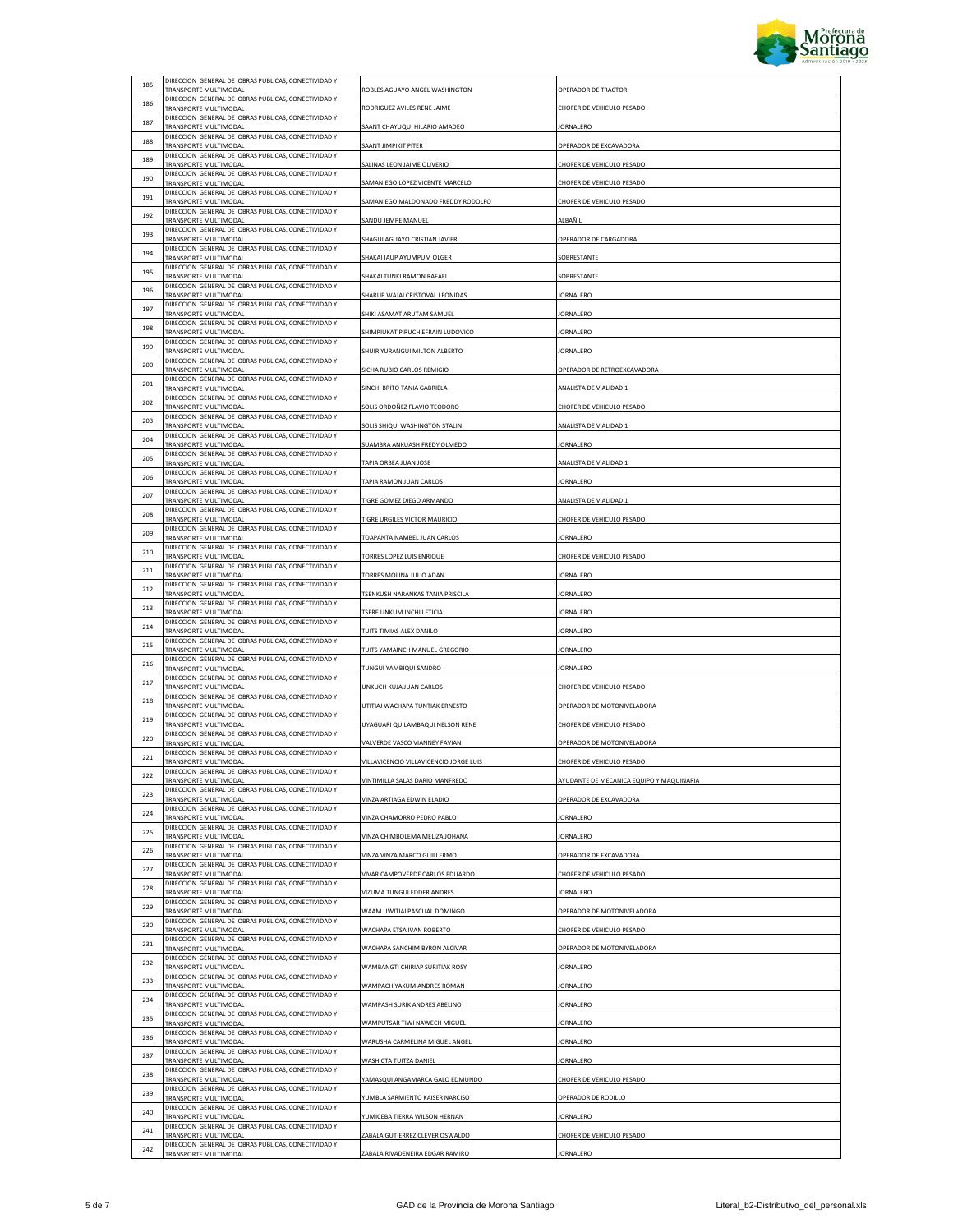| | | | |
|---|---|---|---|
| 185 | DIRECCION GENERAL DE OBRAS PUBLICAS, CONECTIVIDAD Y TRANSPORTE MULTIMODAL | ROBLES AGUAYO ANGEL WASHINGTON | OPERADOR DE TRACTOR |
| 186 | DIRECCION GENERAL DE OBRAS PUBLICAS, CONECTIVIDAD Y TRANSPORTE MULTIMODAL | RODRIGUEZ AVILES RENE JAIME | CHOFER DE VEHICULO PESADO |
| 187 | DIRECCION GENERAL DE OBRAS PUBLICAS, CONECTIVIDAD Y TRANSPORTE MULTIMODAL | SAANT CHAYUQUI HILARIO AMADEO | JORNALERO |
| 188 | DIRECCION GENERAL DE OBRAS PUBLICAS, CONECTIVIDAD Y TRANSPORTE MULTIMODAL | SAANT JIMPIKIT PITER | OPERADOR DE EXCAVADORA |
| 189 | DIRECCION GENERAL DE OBRAS PUBLICAS, CONECTIVIDAD Y TRANSPORTE MULTIMODAL | SALINAS LEON JAIME OLIVERIO | CHOFER DE VEHICULO PESADO |
| 190 | DIRECCION GENERAL DE OBRAS PUBLICAS, CONECTIVIDAD Y TRANSPORTE MULTIMODAL | SAMANIEGO LOPEZ VICENTE MARCELO | CHOFER DE VEHICULO PESADO |
| 191 | DIRECCION GENERAL DE OBRAS PUBLICAS, CONECTIVIDAD Y TRANSPORTE MULTIMODAL | SAMANIEGO MALDONADO FREDDY RODOLFO | CHOFER DE VEHICULO PESADO |
| 192 | DIRECCION GENERAL DE OBRAS PUBLICAS, CONECTIVIDAD Y TRANSPORTE MULTIMODAL | SANDU JEMPE MANUEL | ALBAÑIL |
| 193 | DIRECCION GENERAL DE OBRAS PUBLICAS, CONECTIVIDAD Y TRANSPORTE MULTIMODAL | SHAGUI AGUAYO CRISTIAN JAVIER | OPERADOR DE CARGADORA |
| 194 | DIRECCION GENERAL DE OBRAS PUBLICAS, CONECTIVIDAD Y TRANSPORTE MULTIMODAL | SHAKAI JAUP AYUMPUM OLGER | SOBRESTANTE |
| 195 | DIRECCION GENERAL DE OBRAS PUBLICAS, CONECTIVIDAD Y TRANSPORTE MULTIMODAL | SHAKAI TUNKI RAMON RAFAEL | SOBRESTANTE |
| 196 | DIRECCION GENERAL DE OBRAS PUBLICAS, CONECTIVIDAD Y TRANSPORTE MULTIMODAL | SHARUP WAJAI CRISTOVAL LEONIDAS | JORNALERO |
| 197 | DIRECCION GENERAL DE OBRAS PUBLICAS, CONECTIVIDAD Y TRANSPORTE MULTIMODAL | SHIKI ASAMAT ARUTAM SAMUEL | JORNALERO |
| 198 | DIRECCION GENERAL DE OBRAS PUBLICAS, CONECTIVIDAD Y TRANSPORTE MULTIMODAL | SHIMPIUKAT PIRUCH EFRAIN LUDOVICO | JORNALERO |
| 199 | DIRECCION GENERAL DE OBRAS PUBLICAS, CONECTIVIDAD Y TRANSPORTE MULTIMODAL | SHUIR YURANGUI MILTON ALBERTO | JORNALERO |
| 200 | DIRECCION GENERAL DE OBRAS PUBLICAS, CONECTIVIDAD Y TRANSPORTE MULTIMODAL | SICHA RUBIO CARLOS REMIGIO | OPERADOR DE RETROEXCAVADORA |
| 201 | DIRECCION GENERAL DE OBRAS PUBLICAS, CONECTIVIDAD Y TRANSPORTE MULTIMODAL | SINCHI BRITO TANIA GABRIELA | ANALISTA DE VIALIDAD 1 |
| 202 | DIRECCION GENERAL DE OBRAS PUBLICAS, CONECTIVIDAD Y TRANSPORTE MULTIMODAL | SOLIS ORDOÑEZ FLAVIO TEODORO | CHOFER DE VEHICULO PESADO |
| 203 | DIRECCION GENERAL DE OBRAS PUBLICAS, CONECTIVIDAD Y TRANSPORTE MULTIMODAL | SOLIS SHIQUI WASHINGTON STALIN | ANALISTA DE VIALIDAD 1 |
| 204 | DIRECCION GENERAL DE OBRAS PUBLICAS, CONECTIVIDAD Y TRANSPORTE MULTIMODAL | SUAMBRA ANKUASH FREDY OLMEDO | JORNALERO |
| 205 | DIRECCION GENERAL DE OBRAS PUBLICAS, CONECTIVIDAD Y TRANSPORTE MULTIMODAL | TAPIA ORBEA JUAN JOSE | ANALISTA DE VIALIDAD 1 |
| 206 | DIRECCION GENERAL DE OBRAS PUBLICAS, CONECTIVIDAD Y TRANSPORTE MULTIMODAL | TAPIA RAMON JUAN CARLOS | JORNALERO |
| 207 | DIRECCION GENERAL DE OBRAS PUBLICAS, CONECTIVIDAD Y TRANSPORTE MULTIMODAL | TIGRE GOMEZ DIEGO ARMANDO | ANALISTA DE VIALIDAD 1 |
| 208 | DIRECCION GENERAL DE OBRAS PUBLICAS, CONECTIVIDAD Y TRANSPORTE MULTIMODAL | TIGRE URGILES VICTOR MAURICIO | CHOFER DE VEHICULO PESADO |
| 209 | DIRECCION GENERAL DE OBRAS PUBLICAS, CONECTIVIDAD Y TRANSPORTE MULTIMODAL | TOAPANTA NAMBEL JUAN CARLOS | JORNALERO |
| 210 | DIRECCION GENERAL DE OBRAS PUBLICAS, CONECTIVIDAD Y TRANSPORTE MULTIMODAL | TORRES LOPEZ LUIS ENRIQUE | CHOFER DE VEHICULO PESADO |
| 211 | DIRECCION GENERAL DE OBRAS PUBLICAS, CONECTIVIDAD Y TRANSPORTE MULTIMODAL | TORRES MOLINA JULIO ADAN | JORNALERO |
| 212 | DIRECCION GENERAL DE OBRAS PUBLICAS, CONECTIVIDAD Y TRANSPORTE MULTIMODAL | TSENKUSH NARANKAS TANIA PRISCILA | JORNALERO |
| 213 | DIRECCION GENERAL DE OBRAS PUBLICAS, CONECTIVIDAD Y TRANSPORTE MULTIMODAL | TSERE UNKUM INCHI LETICIA | JORNALERO |
| 214 | DIRECCION GENERAL DE OBRAS PUBLICAS, CONECTIVIDAD Y TRANSPORTE MULTIMODAL | TUITS TIMIAS ALEX DANILO | JORNALERO |
| 215 | DIRECCION GENERAL DE OBRAS PUBLICAS, CONECTIVIDAD Y TRANSPORTE MULTIMODAL | TUITS YAMAINCH MANUEL GREGORIO | JORNALERO |
| 216 | DIRECCION GENERAL DE OBRAS PUBLICAS, CONECTIVIDAD Y TRANSPORTE MULTIMODAL | TUNGUI YAMBIQUI SANDRO | JORNALERO |
| 217 | DIRECCION GENERAL DE OBRAS PUBLICAS, CONECTIVIDAD Y TRANSPORTE MULTIMODAL | UNKUCH KUJA JUAN CARLOS | CHOFER DE VEHICULO PESADO |
| 218 | DIRECCION GENERAL DE OBRAS PUBLICAS, CONECTIVIDAD Y TRANSPORTE MULTIMODAL | UTITIAJ WACHAPA TUNTIAK ERNESTO | OPERADOR DE MOTONIVELADORA |
| 219 | DIRECCION GENERAL DE OBRAS PUBLICAS, CONECTIVIDAD Y TRANSPORTE MULTIMODAL | UYAGUARI QUILAMBAQUI NELSON RENE | CHOFER DE VEHICULO PESADO |
| 220 | DIRECCION GENERAL DE OBRAS PUBLICAS, CONECTIVIDAD Y TRANSPORTE MULTIMODAL | VALVERDE VASCO VIANNEY FAVIAN | OPERADOR DE MOTONIVELADORA |
| 221 | DIRECCION GENERAL DE OBRAS PUBLICAS, CONECTIVIDAD Y TRANSPORTE MULTIMODAL | VILLAVICENCIO VILLAVICENCIO JORGE LUIS | CHOFER DE VEHICULO PESADO |
| 222 | DIRECCION GENERAL DE OBRAS PUBLICAS, CONECTIVIDAD Y TRANSPORTE MULTIMODAL | VINTIMILLA SALAS DARIO MANFREDO | AYUDANTE DE MECANICA EQUIPO Y MAQUINARIA |
| 223 | DIRECCION GENERAL DE OBRAS PUBLICAS, CONECTIVIDAD Y TRANSPORTE MULTIMODAL | VINZA ARTIAGA EDWIN ELADIO | OPERADOR DE EXCAVADORA |
| 224 | DIRECCION GENERAL DE OBRAS PUBLICAS, CONECTIVIDAD Y TRANSPORTE MULTIMODAL | VINZA CHAMORRO PEDRO PABLO | JORNALERO |
| 225 | DIRECCION GENERAL DE OBRAS PUBLICAS, CONECTIVIDAD Y TRANSPORTE MULTIMODAL | VINZA CHIMBOLEMA MELIZA JOHANA | JORNALERO |
| 226 | DIRECCION GENERAL DE OBRAS PUBLICAS, CONECTIVIDAD Y TRANSPORTE MULTIMODAL | VINZA VINZA MARCO GUILLERMO | OPERADOR DE EXCAVADORA |
| 227 | DIRECCION GENERAL DE OBRAS PUBLICAS, CONECTIVIDAD Y TRANSPORTE MULTIMODAL | VIVAR CAMPOVERDE CARLOS EDUARDO | CHOFER DE VEHICULO PESADO |
| 228 | DIRECCION GENERAL DE OBRAS PUBLICAS, CONECTIVIDAD Y TRANSPORTE MULTIMODAL | VIZUMA TUNGUI EDDER ANDRES | JORNALERO |
| 229 | DIRECCION GENERAL DE OBRAS PUBLICAS, CONECTIVIDAD Y TRANSPORTE MULTIMODAL | WAAM UWITIAI PASCUAL DOMINGO | OPERADOR DE MOTONIVELADORA |
| 230 | DIRECCION GENERAL DE OBRAS PUBLICAS, CONECTIVIDAD Y TRANSPORTE MULTIMODAL | WACHAPA ETSA IVAN ROBERTO | CHOFER DE VEHICULO PESADO |
| 231 | DIRECCION GENERAL DE OBRAS PUBLICAS, CONECTIVIDAD Y TRANSPORTE MULTIMODAL | WACHAPA SANCHIM BYRON ALCIVAR | OPERADOR DE MOTONIVELADORA |
| 232 | DIRECCION GENERAL DE OBRAS PUBLICAS, CONECTIVIDAD Y TRANSPORTE MULTIMODAL | WAMBANGTI CHIRIAP SURITIAK ROSY | JORNALERO |
| 233 | DIRECCION GENERAL DE OBRAS PUBLICAS, CONECTIVIDAD Y TRANSPORTE MULTIMODAL | WAMPACH YAKUM ANDRES ROMAN | JORNALERO |
| 234 | DIRECCION GENERAL DE OBRAS PUBLICAS, CONECTIVIDAD Y TRANSPORTE MULTIMODAL | WAMPASH SURIK ANDRES ABELINO | JORNALERO |
| 235 | DIRECCION GENERAL DE OBRAS PUBLICAS, CONECTIVIDAD Y TRANSPORTE MULTIMODAL | WAMPUTSAR TIWI NAWECH MIGUEL | JORNALERO |
| 236 | DIRECCION GENERAL DE OBRAS PUBLICAS, CONECTIVIDAD Y TRANSPORTE MULTIMODAL | WARUSHA CARMELINA MIGUEL ANGEL | JORNALERO |
| 237 | DIRECCION GENERAL DE OBRAS PUBLICAS, CONECTIVIDAD Y TRANSPORTE MULTIMODAL | WASHICTA TUITZA DANIEL | JORNALERO |
| 238 | DIRECCION GENERAL DE OBRAS PUBLICAS, CONECTIVIDAD Y TRANSPORTE MULTIMODAL | YAMASQUI ANGAMARCA GALO EDMUNDO | CHOFER DE VEHICULO PESADO |
| 239 | DIRECCION GENERAL DE OBRAS PUBLICAS, CONECTIVIDAD Y TRANSPORTE MULTIMODAL | YUMBLA SARMIENTO KAISER NARCISO | OPERADOR DE RODILLO |
| 240 | DIRECCION GENERAL DE OBRAS PUBLICAS, CONECTIVIDAD Y TRANSPORTE MULTIMODAL | YUMICEBA TIERRA WILSON HERNAN | JORNALERO |
| 241 | DIRECCION GENERAL DE OBRAS PUBLICAS, CONECTIVIDAD Y TRANSPORTE MULTIMODAL | ZABALA GUTIERREZ CLEVER OSWALDO | CHOFER DE VEHICULO PESADO |
| 242 | DIRECCION GENERAL DE OBRAS PUBLICAS, CONECTIVIDAD Y TRANSPORTE MULTIMODAL | ZABALA RIVADENEIRA EDGAR RAMIRO | JORNALERO |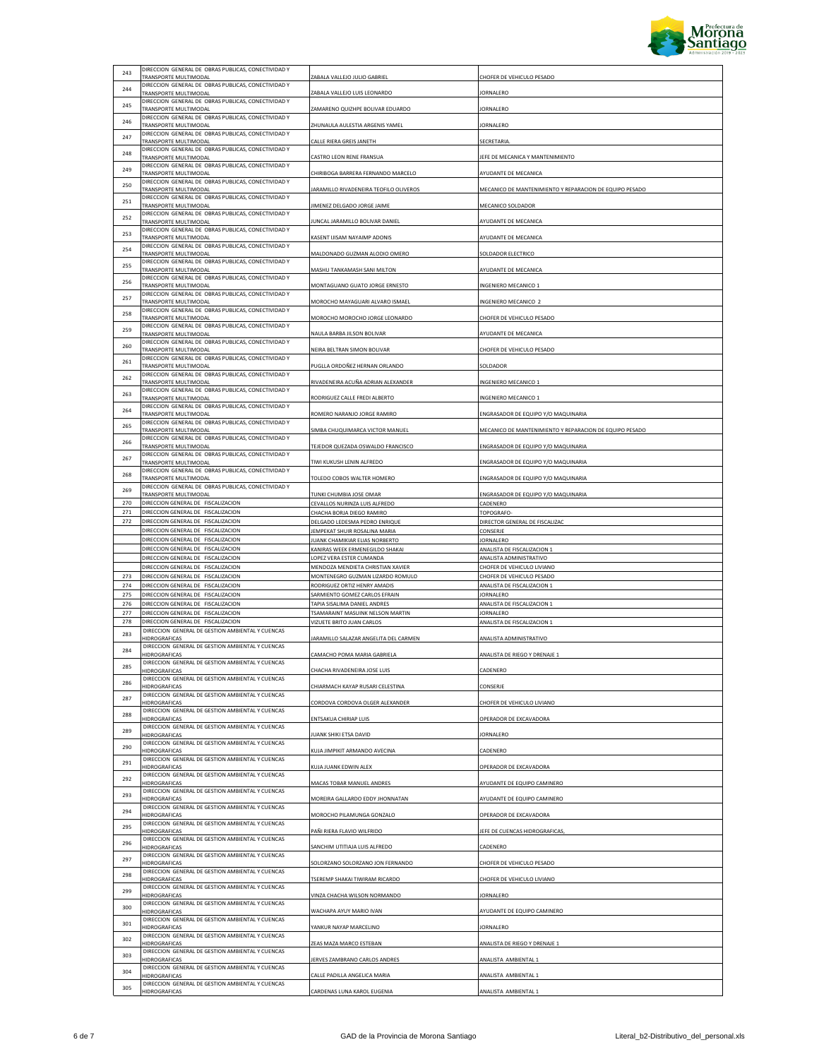| | | | |
|---|---|---|---|
| 243 | DIRECCION GENERAL DE OBRAS PUBLICAS, CONECTIVIDAD Y TRANSPORTE MULTIMODAL | ZABALA VALLEJO JULIO GABRIEL | CHOFER DE VEHICULO PESADO |
| 244 | DIRECCION GENERAL DE OBRAS PUBLICAS, CONECTIVIDAD Y TRANSPORTE MULTIMODAL | ZABALA VALLEJO LUIS LEONARDO | JORNALERO |
| 245 | DIRECCION GENERAL DE OBRAS PUBLICAS, CONECTIVIDAD Y TRANSPORTE MULTIMODAL | ZAMARENO QUIZHPE BOLIVAR EDUARDO | JORNALERO |
| 246 | DIRECCION GENERAL DE OBRAS PUBLICAS, CONECTIVIDAD Y TRANSPORTE MULTIMODAL | ZHUNAULA AULESTIA ARGENIS YAMEL | JORNALERO |
| 247 | DIRECCION GENERAL DE OBRAS PUBLICAS, CONECTIVIDAD Y TRANSPORTE MULTIMODAL | CALLE RIERA GREIS JANETH | SECRETARIA. |
| 248 | DIRECCION GENERAL DE OBRAS PUBLICAS, CONECTIVIDAD Y TRANSPORTE MULTIMODAL | CASTRO LEON RENE FRANSUA | JEFE DE MECANICA Y MANTENIMIENTO |
| 249 | DIRECCION GENERAL DE OBRAS PUBLICAS, CONECTIVIDAD Y TRANSPORTE MULTIMODAL | CHIRIBOGA BARRERA FERNANDO MARCELO | AYUDANTE DE MECANICA |
| 250 | DIRECCION GENERAL DE OBRAS PUBLICAS, CONECTIVIDAD Y TRANSPORTE MULTIMODAL | JARAMILLO RIVADENEIRA TEOFILO OLIVEROS | MECANICO DE MANTENIMIENTO Y REPARACION DE EQUIPO PESADO |
| 251 | DIRECCION GENERAL DE OBRAS PUBLICAS, CONECTIVIDAD Y TRANSPORTE MULTIMODAL | JIMENEZ DELGADO JORGE JAIME | MECANICO SOLDADOR |
| 252 | DIRECCION GENERAL DE OBRAS PUBLICAS, CONECTIVIDAD Y TRANSPORTE MULTIMODAL | JUNCAL JARAMILLO BOLIVAR DANIEL | AYUDANTE DE MECANICA |
| 253 | DIRECCION GENERAL DE OBRAS PUBLICAS, CONECTIVIDAD Y TRANSPORTE MULTIMODAL | KASENT IJISAM NAYAIMP ADONIS | AYUDANTE DE MECANICA |
| 254 | DIRECCION GENERAL DE OBRAS PUBLICAS, CONECTIVIDAD Y TRANSPORTE MULTIMODAL | MALDONADO GUZMAN ALODIO OMERO | SOLDADOR ELECTRICO |
| 255 | DIRECCION GENERAL DE OBRAS PUBLICAS, CONECTIVIDAD Y TRANSPORTE MULTIMODAL | MASHU TANKAMASH SANI MILTON | AYUDANTE DE MECANICA |
| 256 | DIRECCION GENERAL DE OBRAS PUBLICAS, CONECTIVIDAD Y TRANSPORTE MULTIMODAL | MONTAGUANO GUATO JORGE ERNESTO | INGENIERO MECANICO 1 |
| 257 | DIRECCION GENERAL DE OBRAS PUBLICAS, CONECTIVIDAD Y TRANSPORTE MULTIMODAL | MOROCHO MAYAGUARI ALVARO ISMAEL | INGENIERO MECANICO 2 |
| 258 | DIRECCION GENERAL DE OBRAS PUBLICAS, CONECTIVIDAD Y TRANSPORTE MULTIMODAL | MOROCHO MOROCHO JORGE LEONARDO | CHOFER DE VEHICULO PESADO |
| 259 | DIRECCION GENERAL DE OBRAS PUBLICAS, CONECTIVIDAD Y TRANSPORTE MULTIMODAL | NAULA BARBA JILSON BOLIVAR | AYUDANTE DE MECANICA |
| 260 | DIRECCION GENERAL DE OBRAS PUBLICAS, CONECTIVIDAD Y TRANSPORTE MULTIMODAL | NEIRA BELTRAN SIMON BOLIVAR | CHOFER DE VEHICULO PESADO |
| 261 | DIRECCION GENERAL DE OBRAS PUBLICAS, CONECTIVIDAD Y TRANSPORTE MULTIMODAL | PUGLLA ORDOÑEZ HERNAN ORLANDO | SOLDADOR |
| 262 | DIRECCION GENERAL DE OBRAS PUBLICAS, CONECTIVIDAD Y TRANSPORTE MULTIMODAL | RIVADENEIRA ACUÑA ADRIAN ALEXANDER | INGENIERO MECANICO 1 |
| 263 | DIRECCION GENERAL DE OBRAS PUBLICAS, CONECTIVIDAD Y TRANSPORTE MULTIMODAL | RODRIGUEZ CALLE FREDI ALBERTO | INGENIERO MECANICO 1 |
| 264 | DIRECCION GENERAL DE OBRAS PUBLICAS, CONECTIVIDAD Y TRANSPORTE MULTIMODAL | ROMERO NARANJO JORGE RAMIRO | ENGRASADOR DE EQUIPO Y/O MAQUINARIA |
| 265 | DIRECCION GENERAL DE OBRAS PUBLICAS, CONECTIVIDAD Y TRANSPORTE MULTIMODAL | SIMBA CHUQUIMARCA VICTOR MANUEL | MECANICO DE MANTENIMIENTO Y REPARACION DE EQUIPO PESADO |
| 266 | DIRECCION GENERAL DE OBRAS PUBLICAS, CONECTIVIDAD Y TRANSPORTE MULTIMODAL | TEJEDOR QUEZADA OSWALDO FRANCISCO | ENGRASADOR DE EQUIPO Y/O MAQUINARIA |
| 267 | DIRECCION GENERAL DE OBRAS PUBLICAS, CONECTIVIDAD Y TRANSPORTE MULTIMODAL | TIWI KUKUSH LENIN ALFREDO | ENGRASADOR DE EQUIPO Y/O MAQUINARIA |
| 268 | DIRECCION GENERAL DE OBRAS PUBLICAS, CONECTIVIDAD Y TRANSPORTE MULTIMODAL | TOLEDO COBOS WALTER HOMERO | ENGRASADOR DE EQUIPO Y/O MAQUINARIA |
| 269 | DIRECCION GENERAL DE OBRAS PUBLICAS, CONECTIVIDAD Y TRANSPORTE MULTIMODAL | TUNKI CHUMBIA JOSE OMAR | ENGRASADOR DE EQUIPO Y/O MAQUINARIA |
| 270 | DIRECCION GENERAL DE FISCALIZACION | CEVALLOS NURINZA LUIS ALFREDO | CADENERO |
| 271 | DIRECCION GENERAL DE FISCALIZACION | CHACHA BORJA DIEGO RAMIRO | TOPOGRAFO- |
| 272 | DIRECCION GENERAL DE FISCALIZACION | DELGADO LEDESMA PEDRO ENRIQUE | DIRECTOR GENERAL DE FISCALIZAC |
| | DIRECCION GENERAL DE FISCALIZACION | JEMPEKAT SHUIR ROSALINA MARIA | CONSERJE |
| | DIRECCION GENERAL DE FISCALIZACION | JUANK CHAMIKIAR ELIAS NORBERTO | JORNALERO |
| | DIRECCION GENERAL DE FISCALIZACION | KANIRAS WEEK ERMENEGILDO SHAKAI | ANALISTA DE FISCALIZACION 1 |
| | DIRECCION GENERAL DE FISCALIZACION | LOPEZ VERA ESTER CUMANDA | ANALISTA ADMINISTRATIVO |
| | DIRECCION GENERAL DE FISCALIZACION | MENDOZA MENDIETA CHRISTIAN XAVIER | CHOFER DE VEHICULO LIVIANO |
| 273 | DIRECCION GENERAL DE FISCALIZACION | MONTENEGRO GUZMAN LIZARDO ROMULO | CHOFER DE VEHICULO PESADO |
| 274 | DIRECCION GENERAL DE FISCALIZACION | RODRIGUEZ ORTIZ HENRY AMADIS | ANALISTA DE FISCALIZACION 1 |
| 275 | DIRECCION GENERAL DE FISCALIZACION | SARMIENTO GOMEZ CARLOS EFRAIN | JORNALERO |
| 276 | DIRECCION GENERAL DE FISCALIZACION | TAPIA SISALIMA DANIEL ANDRES | ANALISTA DE FISCALIZACION 1 |
| 277 | DIRECCION GENERAL DE FISCALIZACION | TSAMARAINT MASUINK NELSON MARTIN | JORNALERO |
| 278 | DIRECCION GENERAL DE FISCALIZACION | VIZUETE BRITO JUAN CARLOS | ANALISTA DE FISCALIZACION 1 |
| 283 | DIRECCION GENERAL DE GESTION AMBIENTAL Y CUENCAS HIDROGRAFICAS | JARAMILLO SALAZAR ANGELITA DEL CARMEN | ANALISTA ADMINISTRATIVO |
| 284 | DIRECCION GENERAL DE GESTION AMBIENTAL Y CUENCAS HIDROGRAFICAS | CAMACHO POMA MARIA GABRIELA | ANALISTA DE RIEGO Y DRENAJE 1 |
| 285 | DIRECCION GENERAL DE GESTION AMBIENTAL Y CUENCAS HIDROGRAFICAS | CHACHA RIVADENEIRA JOSE LUIS | CADENERO |
| 286 | DIRECCION GENERAL DE GESTION AMBIENTAL Y CUENCAS HIDROGRAFICAS | CHIARMACH KAYAP RUSARI CELESTINA | CONSERJE |
| 287 | DIRECCION GENERAL DE GESTION AMBIENTAL Y CUENCAS HIDROGRAFICAS | CORDOVA CORDOVA OLGER ALEXANDER | CHOFER DE VEHICULO LIVIANO |
| 288 | DIRECCION GENERAL DE GESTION AMBIENTAL Y CUENCAS HIDROGRAFICAS | ENTSAKUA CHIRIAP LUIS | OPERADOR DE EXCAVADORA |
| 289 | DIRECCION GENERAL DE GESTION AMBIENTAL Y CUENCAS HIDROGRAFICAS | JUANK SHIKI ETSA DAVID | JORNALERO |
| 290 | DIRECCION GENERAL DE GESTION AMBIENTAL Y CUENCAS HIDROGRAFICAS | KUJA JIMPIKIT ARMANDO AVECINA | CADENERO |
| 291 | DIRECCION GENERAL DE GESTION AMBIENTAL Y CUENCAS HIDROGRAFICAS | KUJA JUANK EDWIN ALEX | OPERADOR DE EXCAVADORA |
| 292 | DIRECCION GENERAL DE GESTION AMBIENTAL Y CUENCAS HIDROGRAFICAS | MACAS TOBAR MANUEL ANDRES | AYUDANTE DE EQUIPO CAMINERO |
| 293 | DIRECCION GENERAL DE GESTION AMBIENTAL Y CUENCAS HIDROGRAFICAS | MOREIRA GALLARDO EDDY JHONNATAN | AYUDANTE DE EQUIPO CAMINERO |
| 294 | DIRECCION GENERAL DE GESTION AMBIENTAL Y CUENCAS HIDROGRAFICAS | MOROCHO PILAMUNGA GONZALO | OPERADOR DE EXCAVADORA |
| 295 | DIRECCION GENERAL DE GESTION AMBIENTAL Y CUENCAS HIDROGRAFICAS | PAÑI RIERA FLAVIO WILFRIDO | JEFE DE CUENCAS HIDROGRAFICAS, |
| 296 | DIRECCION GENERAL DE GESTION AMBIENTAL Y CUENCAS HIDROGRAFICAS | SANCHIM UTITIAJA LUIS ALFREDO | CADENERO |
| 297 | DIRECCION GENERAL DE GESTION AMBIENTAL Y CUENCAS HIDROGRAFICAS | SOLORZANO SOLORZANO JON FERNANDO | CHOFER DE VEHICULO PESADO |
| 298 | DIRECCION GENERAL DE GESTION AMBIENTAL Y CUENCAS HIDROGRAFICAS | TSEREMP SHAKAI TIWIRAM RICARDO | CHOFER DE VEHICULO LIVIANO |
| 299 | DIRECCION GENERAL DE GESTION AMBIENTAL Y CUENCAS HIDROGRAFICAS | VINZA CHACHA WILSON NORMANDO | JORNALERO |
| 300 | DIRECCION GENERAL DE GESTION AMBIENTAL Y CUENCAS HIDROGRAFICAS | WACHAPA AYUY MARIO IVAN | AYUDANTE DE EQUIPO CAMINERO |
| 301 | DIRECCION GENERAL DE GESTION AMBIENTAL Y CUENCAS HIDROGRAFICAS | YANKUR NAYAP MARCELINO | JORNALERO |
| 302 | DIRECCION GENERAL DE GESTION AMBIENTAL Y CUENCAS HIDROGRAFICAS | ZEAS MAZA MARCO ESTEBAN | ANALISTA DE RIEGO Y DRENAJE 1 |
| 303 | DIRECCION GENERAL DE GESTION AMBIENTAL Y CUENCAS HIDROGRAFICAS | JERVES ZAMBRANO CARLOS ANDRES | ANALISTA AMBIENTAL 1 |
| 304 | DIRECCION GENERAL DE GESTION AMBIENTAL Y CUENCAS HIDROGRAFICAS | CALLE PADILLA ANGELICA MARIA | ANALISTA AMBIENTAL 1 |
| 305 | DIRECCION GENERAL DE GESTION AMBIENTAL Y CUENCAS HIDROGRAFICAS | CARDENAS LUNA KAROL EUGENIA | ANALISTA AMBIENTAL 1 |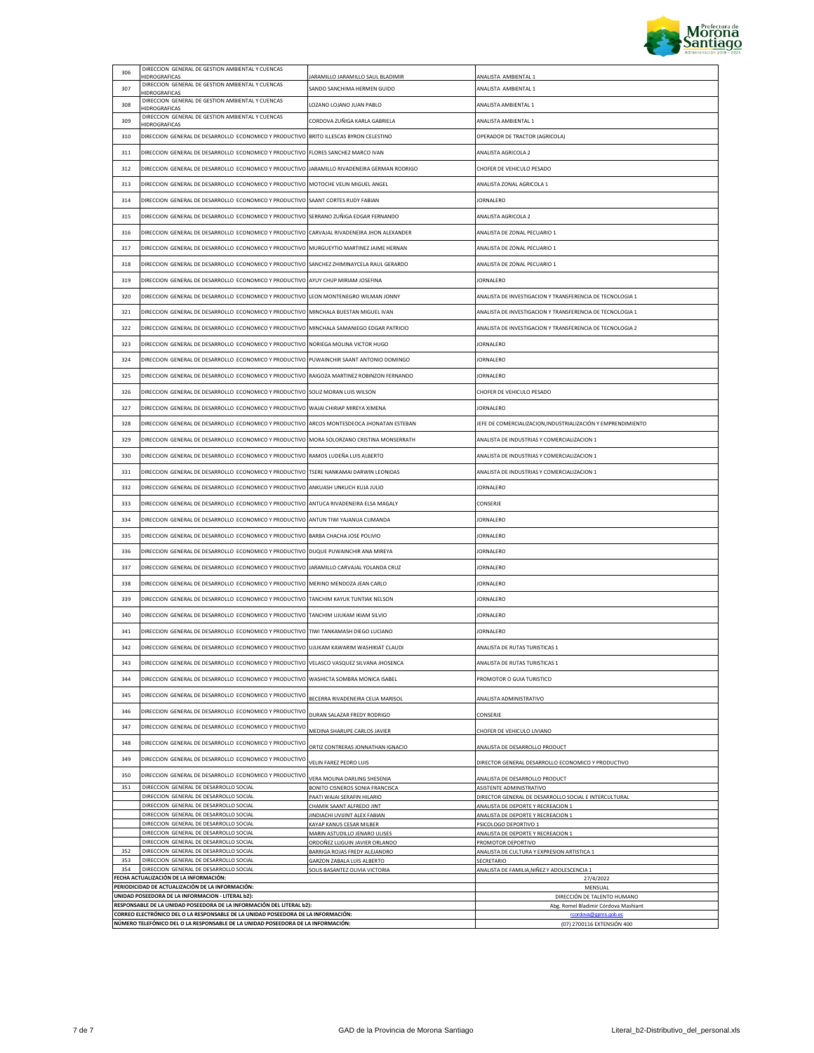| | | | |
|---|---|---|---|
| 306 | DIRECCION GENERAL DE GESTION AMBIENTAL Y CUENCAS HIDROGRAFICAS | JARAMILLO JARAMILLO SAUL BLADIMIR | ANALISTA AMBIENTAL 1 |
| 307 | DIRECCION GENERAL DE GESTION AMBIENTAL Y CUENCAS HIDROGRAFICAS | SANDO SANCHIMA HERMEN GUIDO | ANALISTA AMBIENTAL 1 |
| 308 | DIRECCION GENERAL DE GESTION AMBIENTAL Y CUENCAS HIDROGRAFICAS | LOZANO LOJANO JUAN PABLO | ANALISTA AMBIENTAL 1 |
| 309 | DIRECCION GENERAL DE GESTION AMBIENTAL Y CUENCAS HIDROGRAFICAS | CORDOVA ZUÑIGA KARLA GABRIELA | ANALISTA AMBIENTAL 1 |
| 310 | DIRECCION GENERAL DE DESARROLLO ECONOMICO Y PRODUCTIVO | BRITO ILLESCAS BYRON CELESTINO | OPERADOR DE TRACTOR (AGRICOLA) |
| 311 | DIRECCION GENERAL DE DESARROLLO ECONOMICO Y PRODUCTIVO | FLORES SANCHEZ MARCO IVAN | ANALISTA AGRICOLA 2 |
| 312 | DIRECCION GENERAL DE DESARROLLO ECONOMICO Y PRODUCTIVO | JARAMILLO RIVADENEIRA GERMAN RODRIGO | CHOFER DE VEHICULO PESADO |
| 313 | DIRECCION GENERAL DE DESARROLLO ECONOMICO Y PRODUCTIVO | MOTOCHE VELIN MIGUEL ANGEL | ANALISTA ZONAL AGRICOLA 1 |
| 314 | DIRECCION GENERAL DE DESARROLLO ECONOMICO Y PRODUCTIVO | SAANT CORTES RUDY FABIAN | JORNALERO |
| 315 | DIRECCION GENERAL DE DESARROLLO ECONOMICO Y PRODUCTIVO | SERRANO ZUÑIGA EDGAR FERNANDO | ANALISTA AGRICOLA 2 |
| 316 | DIRECCION GENERAL DE DESARROLLO ECONOMICO Y PRODUCTIVO | CARVAJAL RIVADENEIRA JHON ALEXANDER | ANALISTA DE ZONAL PECUARIO 1 |
| 317 | DIRECCION GENERAL DE DESARROLLO ECONOMICO Y PRODUCTIVO | MURGUEYTIO MARTINEZ JAIME HERNAN | ANALISTA DE ZONAL PECUARIO 1 |
| 318 | DIRECCION GENERAL DE DESARROLLO ECONOMICO Y PRODUCTIVO | SANCHEZ ZHIMINAYCELA RAUL GERARDO | ANALISTA DE ZONAL PECUARIO 1 |
| 319 | DIRECCION GENERAL DE DESARROLLO ECONOMICO Y PRODUCTIVO | AYUY CHUP MIRIAM JOSEFINA | JORNALERO |
| 320 | DIRECCION GENERAL DE DESARROLLO ECONOMICO Y PRODUCTIVO | LEON MONTENEGRO WILMAN JONNY | ANALISTA DE INVESTIGACION Y TRANSFERENCIA DE TECNOLOGIA 1 |
| 321 | DIRECCION GENERAL DE DESARROLLO ECONOMICO Y PRODUCTIVO | MINCHALA BUESTAN MIGUEL IVAN | ANALISTA DE INVESTIGACION Y TRANSFERENCIA DE TECNOLOGIA 1 |
| 322 | DIRECCION GENERAL DE DESARROLLO ECONOMICO Y PRODUCTIVO | MINCHALA SAMANIEGO EDGAR PATRICIO | ANALISTA DE INVESTIGACION Y TRANSFERENCIA DE TECNOLOGIA 2 |
| 323 | DIRECCION GENERAL DE DESARROLLO ECONOMICO Y PRODUCTIVO | NORIEGA MOLINA VICTOR HUGO | JORNALERO |
| 324 | DIRECCION GENERAL DE DESARROLLO ECONOMICO Y PRODUCTIVO | PUWAINCHIR SAANT ANTONIO DOMINGO | JORNALERO |
| 325 | DIRECCION GENERAL DE DESARROLLO ECONOMICO Y PRODUCTIVO | RAIGOZA MARTINEZ ROBINZON FERNANDO | JORNALERO |
| 326 | DIRECCION GENERAL DE DESARROLLO ECONOMICO Y PRODUCTIVO | SOLIZ MORAN LUIS WILSON | CHOFER DE VEHICULO PESADO |
| 327 | DIRECCION GENERAL DE DESARROLLO ECONOMICO Y PRODUCTIVO | WAJAI CHIRIAP MIREYA XIMENA | JORNALERO |
| 328 | DIRECCION GENERAL DE DESARROLLO ECONOMICO Y PRODUCTIVO | ARCOS MONTESDEOCA JHONATAN ESTEBAN | JEFE DE COMERCIALIZACION,INDUSTRIALIZACIÓN Y EMPRENDIMIENTO |
| 329 | DIRECCION GENERAL DE DESARROLLO ECONOMICO Y PRODUCTIVO | MORA SOLORZANO CRISTINA MONSERRATH | ANALISTA DE INDUSTRIAS Y COMERCIALIZACION 1 |
| 330 | DIRECCION GENERAL DE DESARROLLO ECONOMICO Y PRODUCTIVO | RAMOS LUDEÑA LUIS ALBERTO | ANALISTA DE INDUSTRIAS Y COMERCIALIZACION 1 |
| 331 | DIRECCION GENERAL DE DESARROLLO ECONOMICO Y PRODUCTIVO | TSERE NANKAMAI DARWIN LEONIDAS | ANALISTA DE INDUSTRIAS Y COMERCIALIZACION 1 |
| 332 | DIRECCION GENERAL DE DESARROLLO ECONOMICO Y PRODUCTIVO | ANKUASH UNKUCH KUJA JULIO | JORNALERO |
| 333 | DIRECCION GENERAL DE DESARROLLO ECONOMICO Y PRODUCTIVO | ANTUCA RIVADENEIRA ELSA MAGALY | CONSERJE |
| 334 | DIRECCION GENERAL DE DESARROLLO ECONOMICO Y PRODUCTIVO | ANTUN TIWI YAJANUA CUMANDA | JORNALERO |
| 335 | DIRECCION GENERAL DE DESARROLLO ECONOMICO Y PRODUCTIVO | BARBA CHACHA JOSE POLIVIO | JORNALERO |
| 336 | DIRECCION GENERAL DE DESARROLLO ECONOMICO Y PRODUCTIVO | DUQUE PUWAINCHIR ANA MIREYA | JORNALERO |
| 337 | DIRECCION GENERAL DE DESARROLLO ECONOMICO Y PRODUCTIVO | JARAMILLO CARVAJAL YOLANDA CRUZ | JORNALERO |
| 338 | DIRECCION GENERAL DE DESARROLLO ECONOMICO Y PRODUCTIVO | MERINO MENDOZA JEAN CARLO | JORNALERO |
| 339 | DIRECCION GENERAL DE DESARROLLO ECONOMICO Y PRODUCTIVO | TANCHIM KAYUK TUNTIAK NELSON | JORNALERO |
| 340 | DIRECCION GENERAL DE DESARROLLO ECONOMICO Y PRODUCTIVO | TANCHIM UJUKAM IKIAM SILVIO | JORNALERO |
| 341 | DIRECCION GENERAL DE DESARROLLO ECONOMICO Y PRODUCTIVO | TIWI TANKAMASH DIEGO LUCIANO | JORNALERO |
| 342 | DIRECCION GENERAL DE DESARROLLO ECONOMICO Y PRODUCTIVO | UJUKAM KAWARIM WASHIKIAT CLAUDI | ANALISTA DE RUTAS TURISTICAS 1 |
| 343 | DIRECCION GENERAL DE DESARROLLO ECONOMICO Y PRODUCTIVO | VELASCO VASQUEZ SILVANA JHOSENCA | ANALISTA DE RUTAS TURISTICAS 1 |
| 344 | DIRECCION GENERAL DE DESARROLLO ECONOMICO Y PRODUCTIVO | WASHICTA SOMBRA MONICA ISABEL | PROMOTOR O GUIA TURISTICO |
| 345 | DIRECCION GENERAL DE DESARROLLO ECONOMICO Y PRODUCTIVO | BECERRA RIVADENEIRA CELIA MARISOL | ANALISTA ADMINISTRATIVO |
| 346 | DIRECCION GENERAL DE DESARROLLO ECONOMICO Y PRODUCTIVO | DURAN SALAZAR FREDY RODRIGO | CONSERJE |
| 347 | DIRECCION GENERAL DE DESARROLLO ECONOMICO Y PRODUCTIVO | MEDINA SHARUPE CARLOS JAVIER | CHOFER DE VEHICULO LIVIANO |
| 348 | DIRECCION GENERAL DE DESARROLLO ECONOMICO Y PRODUCTIVO | ORTIZ CONTRERAS JONNATHAN IGNACIO | ANALISTA DE DESARROLLO PRODUCT |
| 349 | DIRECCION GENERAL DE DESARROLLO ECONOMICO Y PRODUCTIVO | VELIN FAREZ PEDRO LUIS | DIRECTOR GENERAL DESARROLLO ECONOMICO Y PRODUCTIVO |
| 350 | DIRECCION GENERAL DE DESARROLLO ECONOMICO Y PRODUCTIVO | VERA MOLINA DARLING SHESENIA | ANALISTA DE DESARROLLO PRODUCT |
| 351 | DIRECCION GENERAL DE DESARROLLO SOCIAL | BONITO CISNEROS SONIA FRANCISCA | ASISTENTE ADMINISTRATIVO |
| | DIRECCION GENERAL DE DESARROLLO SOCIAL | PAATI WAJAI SERAFIN HILARIO | DIRECTOR GENERAL DE DESARROLLO SOCIAL E INTERCULTURAL |
| | DIRECCION GENERAL DE DESARROLLO SOCIAL | CHAMIK SAANT ALFREDO JINT | ANALISTA DE DEPORTE Y RECREACION 1 |
| | DIRECCION GENERAL DE DESARROLLO SOCIAL | JINDIACHI UVIJINT ALEX FABIAN | ANALISTA DE DEPORTE Y RECREACION 1 |
| | DIRECCION GENERAL DE DESARROLLO SOCIAL | KAYAP KANUS CESAR MILBER | PSICOLOGO DEPORTIVO 1 |
| | DIRECCION GENERAL DE DESARROLLO SOCIAL | MARIN ASTUDILLO JENARO ULISES | ANALISTA DE DEPORTE Y RECREACION 1 |
| | DIRECCION GENERAL DE DESARROLLO SOCIAL | ORDOÑEZ LLIGUIN JAVIER ORLANDO | PROMOTOR DEPORTIVO |
| 352 | DIRECCION GENERAL DE DESARROLLO SOCIAL | BARRIGA ROJAS FREDY ALEJANDRO | ANALISTA DE CULTURA Y EXPRESION ARTISTICA 1 |
| 353 | DIRECCION GENERAL DE DESARROLLO SOCIAL | GARZON ZABALA LUIS ALBERTO | SECRETARIO |
| 354 | DIRECCION GENERAL DE DESARROLLO SOCIAL | SOLIS BASANTEZ OLIVIA VICTORIA | ANALISTA DE FAMILIA,NIÑEZ Y ADOLESCENCIA 1 |

| | |
|---|---|
| **FECHA ACTUALIZACIÓN DE LA INFORMACIÓN:** | 27/4/2022 |
| **PERIODICIDAD DE ACTUALIZACIÓN DE LA INFORMACIÓN:** | MENSUAL |
| **UNIDAD POSEEDORA DE LA INFORMACION - LITERAL b2):** | DIRECCIÓN DE TALENTO HUMANO |
| **RESPONSABLE DE LA UNIDAD POSEEDORA DE LA INFORMACIÓN DEL LITERAL b2):** | Abg. Romel Bladimir Córdova Mashiant |
| **CORREO ELECTRÓNICO DEL O LA RESPONSABLE DE LA UNIDAD POSEEDORA DE LA INFORMACIÓN:** | rcordova@gpms.gob.ec |
| **NÚMERO TELEFÓNICO DEL O LA RESPONSABLE DE LA UNIDAD POSEEDORA DE LA INFORMACIÓN:** | (07) 2700116 EXTENSIÓN 400 |